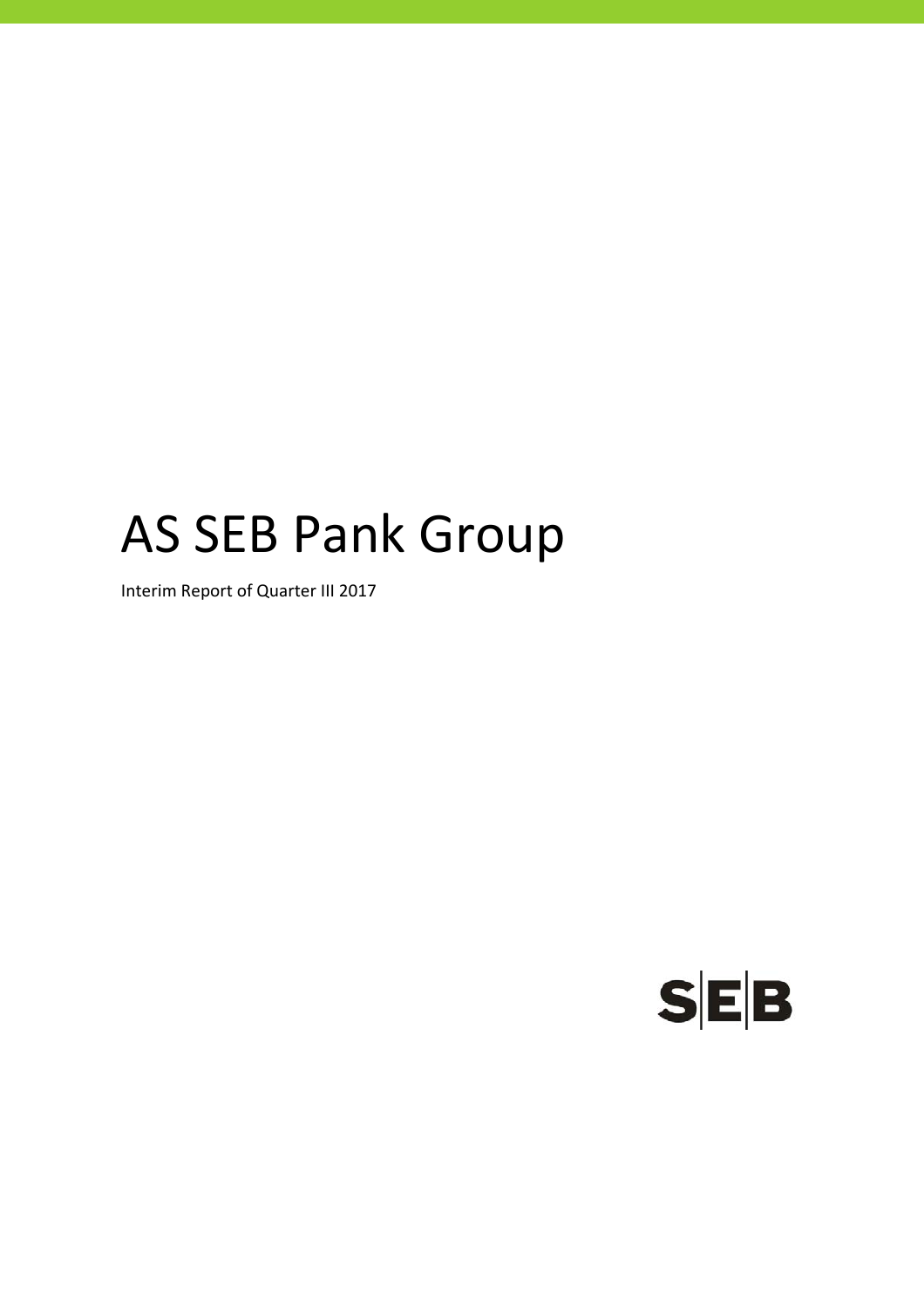# AS SEB Pank Group

Interim Report of Quarter III 2017

SEB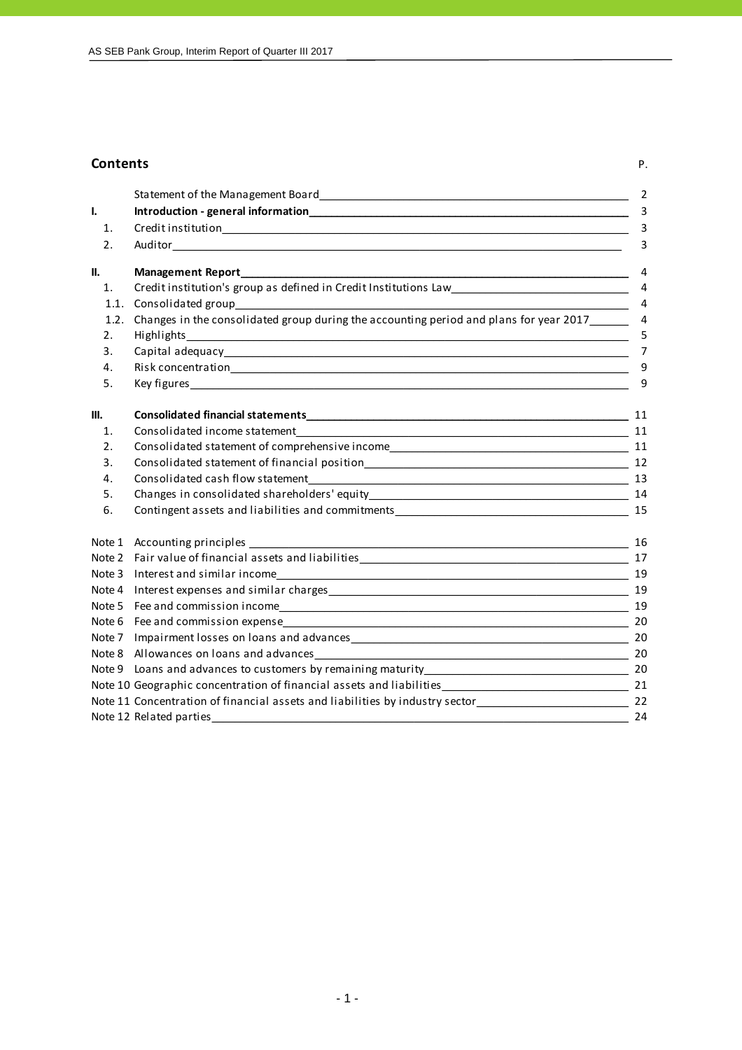## Contents

| | | P. |
|---|---|---|
| | Statement of the Management Board | 2 |
| **I.** | **Introduction - general information** | 3 |
| 1. | Credit institution | 3 |
| 2. | Auditor | 3 |
| **II.** | **Management Report** | 4 |
| 1. | Credit institution's group as defined in Credit Institutions Law | 4 |
| 1.1. | Consolidated group | 4 |
| 1.2. | Changes in the consolidated group during the accounting period and plans for year 2017 | 4 |
| 2. | Highlights | 5 |
| 3. | Capital adequacy | 7 |
| 4. | Risk concentration | 9 |
| 5. | Key figures | 9 |
| **III.** | **Consolidated financial statements** | 11 |
| 1. | Consolidated income statement | 11 |
| 2. | Consolidated statement of comprehensive income | 11 |
| 3. | Consolidated statement of financial position | 12 |
| 4. | Consolidated cash flow statement | 13 |
| 5. | Changes in consolidated shareholders' equity | 14 |
| 6. | Contingent assets and liabilities and commitments | 15 |
| Note 1 | Accounting principles | 16 |
| Note 2 | Fair value of financial assets and liabilities | 17 |
| Note 3 | Interest and similar income | 19 |
| Note 4 | Interest expenses and similar charges | 19 |
| Note 5 | Fee and commission income | 19 |
| Note 6 | Fee and commission expense | 20 |
| Note 7 | Impairment losses on loans and advances | 20 |
| Note 8 | Allowances on loans and advances | 20 |
| Note 9 | Loans and advances to customers by remaining maturity | 20 |
| Note 10 | Geographic concentration of financial assets and liabilities | 21 |
| Note 11 | Concentration of financial assets and liabilities by industry sector | 22 |
| Note 12 | Related parties | 24 |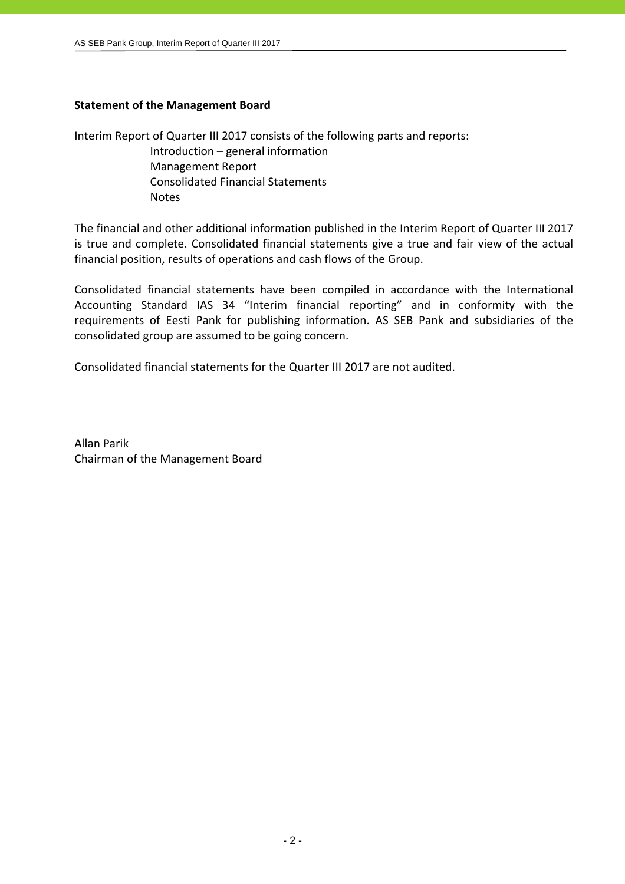**Statement of the Management Board**

Interim Report of Quarter III 2017 consists of the following parts and reports:

- Introduction – general information
- Management Report
- Consolidated Financial Statements
- Notes

The financial and other additional information published in the Interim Report of Quarter III 2017 is true and complete. Consolidated financial statements give a true and fair view of the actual financial position, results of operations and cash flows of the Group.

Consolidated financial statements have been compiled in accordance with the International Accounting Standard IAS 34 "Interim financial reporting" and in conformity with the requirements of Eesti Pank for publishing information. AS SEB Pank and subsidiaries of the consolidated group are assumed to be going concern.

Consolidated financial statements for the Quarter III 2017 are not audited.

Allan Parik  
Chairman of the Management Board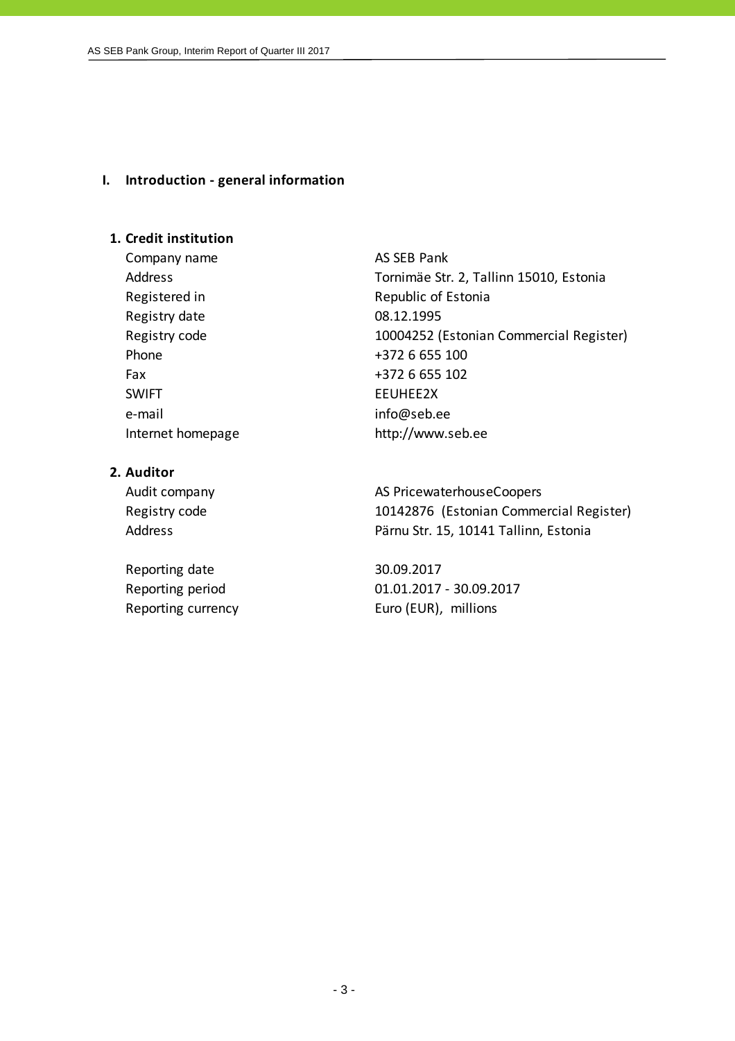## I. Introduction - general information

### 1. Credit institution

| | |
|---|---|
| Company name | AS SEB Pank |
| Address | Tornimäe Str. 2, Tallinn 15010, Estonia |
| Registered in | Republic of Estonia |
| Registry date | 08.12.1995 |
| Registry code | 10004252 (Estonian Commercial Register) |
| Phone | +372 6 655 100 |
| Fax | +372 6 655 102 |
| SWIFT | EEUHEE2X |
| e-mail | info@seb.ee |
| Internet homepage | http://www.seb.ee |

### 2. Auditor

| | |
|---|---|
| Audit company | AS PricewaterhouseCoopers |
| Registry code | 10142876 (Estonian Commercial Register) |
| Address | Pärnu Str. 15, 10141 Tallinn, Estonia |

| | |
|---|---|
| Reporting date | 30.09.2017 |
| Reporting period | 01.01.2017 - 30.09.2017 |
| Reporting currency | Euro (EUR), millions |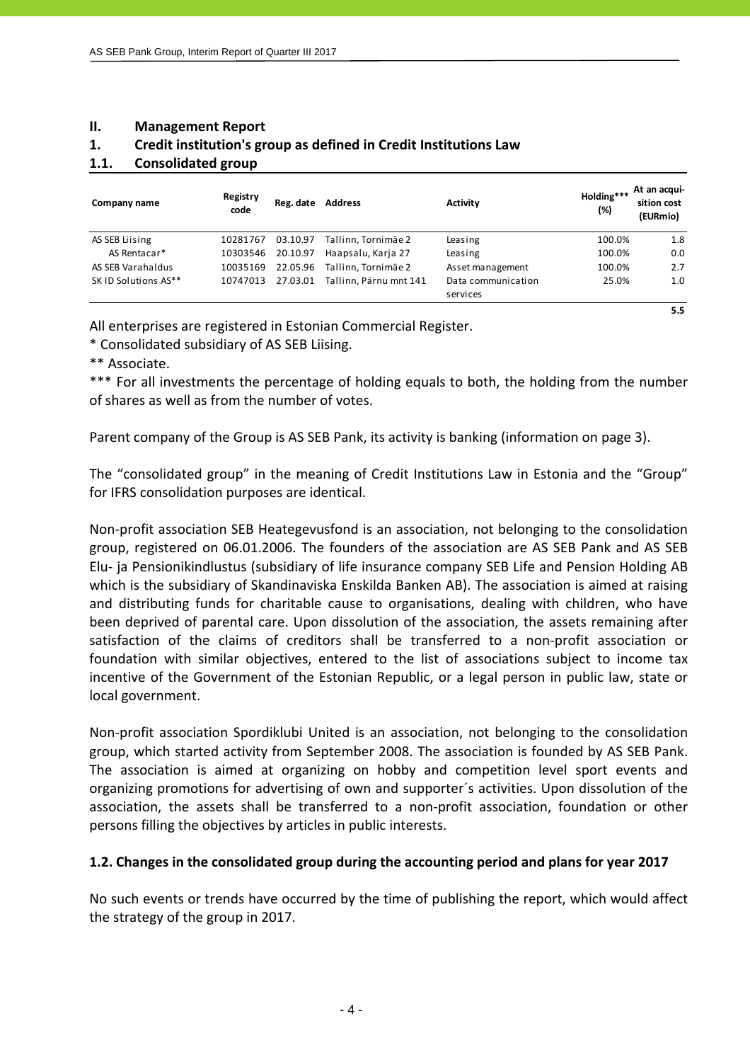## II. Management Report

### 1. Credit institution's group as defined in Credit Institutions Law

### 1.1. Consolidated group

| Company name | Registry code | Reg. date | Address | Activity | Holding*** (%) | At an acquisition cost (EURmio) |
|---|---|---|---|---|---|---|
| AS SEB Liising | 10281767 | 03.10.97 | Tallinn, Tornimäe 2 | Leasing | 100.0% | 1.8 |
| AS Rentacar* | 10303546 | 20.10.97 | Haapsalu, Karja 27 | Leasing | 100.0% | 0.0 |
| AS SEB Varahaldus | 10035169 | 22.05.96 | Tallinn, Tornimäe 2 | Asset management | 100.0% | 2.7 |
| SK ID Solutions AS** | 10747013 | 27.03.01 | Tallinn, Pärnu mnt 141 | Data communication services | 25.0% | 1.0 |
| | | | | | | **5.5** |

All enterprises are registered in Estonian Commercial Register.

* Consolidated subsidiary of AS SEB Liising.

** Associate.

*** For all investments the percentage of holding equals to both, the holding from the number of shares as well as from the number of votes.

Parent company of the Group is AS SEB Pank, its activity is banking (information on page 3).

The "consolidated group" in the meaning of Credit Institutions Law in Estonia and the "Group" for IFRS consolidation purposes are identical.

Non-profit association SEB Heategevusfond is an association, not belonging to the consolidation group, registered on 06.01.2006. The founders of the association are AS SEB Pank and AS SEB Elu- ja Pensionikindlustus (subsidiary of life insurance company SEB Life and Pension Holding AB which is the subsidiary of Skandinaviska Enskilda Banken AB). The association is aimed at raising and distributing funds for charitable cause to organisations, dealing with children, who have been deprived of parental care. Upon dissolution of the association, the assets remaining after satisfaction of the claims of creditors shall be transferred to a non-profit association or foundation with similar objectives, entered to the list of associations subject to income tax incentive of the Government of the Estonian Republic, or a legal person in public law, state or local government.

Non-profit association Spordiklubi United is an association, not belonging to the consolidation group, which started activity from September 2008. The association is founded by AS SEB Pank. The association is aimed at organizing on hobby and competition level sport events and organizing promotions for advertising of own and supporter´s activities. Upon dissolution of the association, the assets shall be transferred to a non-profit association, foundation or other persons filling the objectives by articles in public interests.

### 1.2. Changes in the consolidated group during the accounting period and plans for year 2017

No such events or trends have occurred by the time of publishing the report, which would affect the strategy of the group in 2017.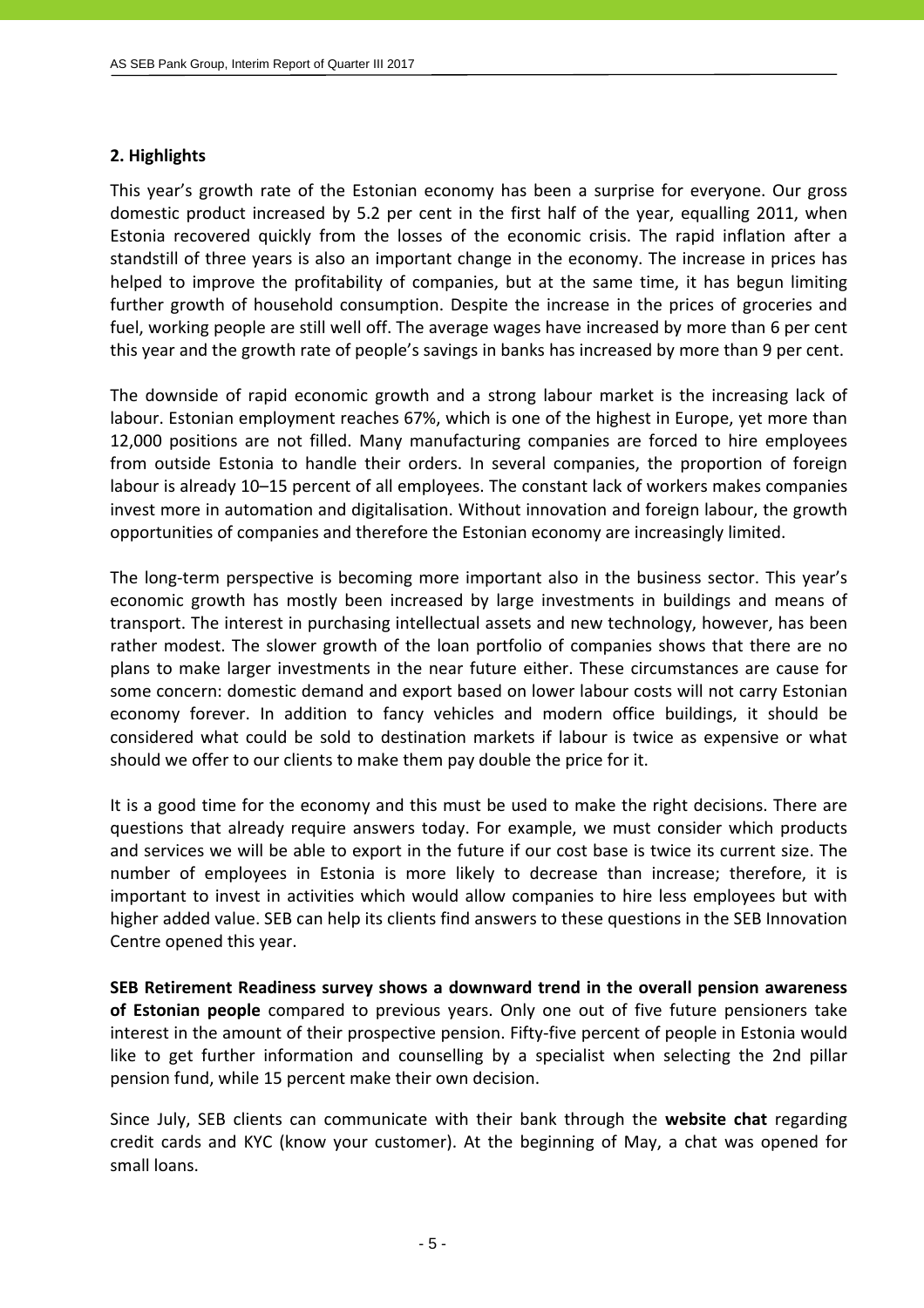## 2. Highlights

This year's growth rate of the Estonian economy has been a surprise for everyone. Our gross domestic product increased by 5.2 per cent in the first half of the year, equalling 2011, when Estonia recovered quickly from the losses of the economic crisis. The rapid inflation after a standstill of three years is also an important change in the economy. The increase in prices has helped to improve the profitability of companies, but at the same time, it has begun limiting further growth of household consumption. Despite the increase in the prices of groceries and fuel, working people are still well off. The average wages have increased by more than 6 per cent this year and the growth rate of people's savings in banks has increased by more than 9 per cent.

The downside of rapid economic growth and a strong labour market is the increasing lack of labour. Estonian employment reaches 67%, which is one of the highest in Europe, yet more than 12,000 positions are not filled. Many manufacturing companies are forced to hire employees from outside Estonia to handle their orders. In several companies, the proportion of foreign labour is already 10–15 percent of all employees. The constant lack of workers makes companies invest more in automation and digitalisation. Without innovation and foreign labour, the growth opportunities of companies and therefore the Estonian economy are increasingly limited.

The long-term perspective is becoming more important also in the business sector. This year's economic growth has mostly been increased by large investments in buildings and means of transport. The interest in purchasing intellectual assets and new technology, however, has been rather modest. The slower growth of the loan portfolio of companies shows that there are no plans to make larger investments in the near future either. These circumstances are cause for some concern: domestic demand and export based on lower labour costs will not carry Estonian economy forever. In addition to fancy vehicles and modern office buildings, it should be considered what could be sold to destination markets if labour is twice as expensive or what should we offer to our clients to make them pay double the price for it.

It is a good time for the economy and this must be used to make the right decisions. There are questions that already require answers today. For example, we must consider which products and services we will be able to export in the future if our cost base is twice its current size. The number of employees in Estonia is more likely to decrease than increase; therefore, it is important to invest in activities which would allow companies to hire less employees but with higher added value. SEB can help its clients find answers to these questions in the SEB Innovation Centre opened this year.

**SEB Retirement Readiness survey shows a downward trend in the overall pension awareness of Estonian people** compared to previous years. Only one out of five future pensioners take interest in the amount of their prospective pension. Fifty-five percent of people in Estonia would like to get further information and counselling by a specialist when selecting the 2nd pillar pension fund, while 15 percent make their own decision.

Since July, SEB clients can communicate with their bank through the **website chat** regarding credit cards and KYC (know your customer). At the beginning of May, a chat was opened for small loans.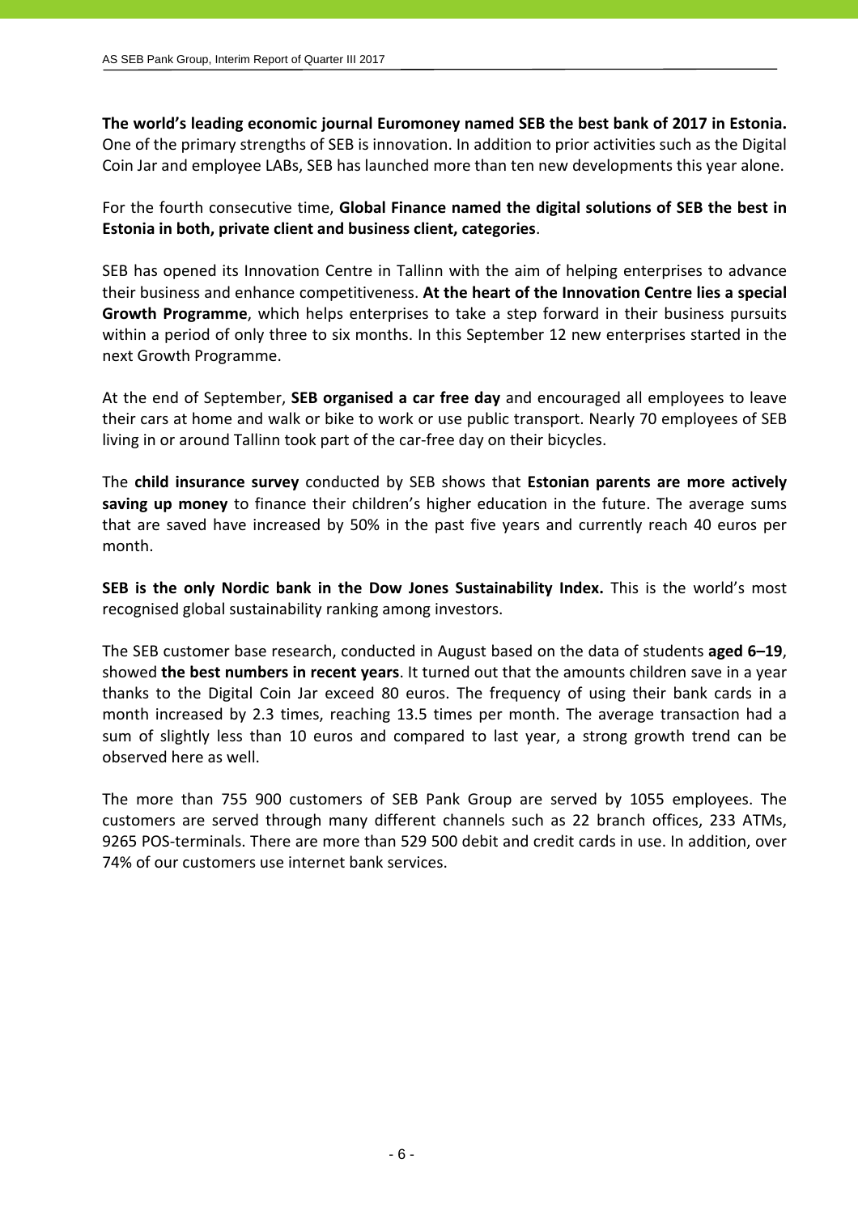**The world's leading economic journal Euromoney named SEB the best bank of 2017 in Estonia.** One of the primary strengths of SEB is innovation. In addition to prior activities such as the Digital Coin Jar and employee LABs, SEB has launched more than ten new developments this year alone.

For the fourth consecutive time, **Global Finance named the digital solutions of SEB the best in Estonia in both, private client and business client, categories**.

SEB has opened its Innovation Centre in Tallinn with the aim of helping enterprises to advance their business and enhance competitiveness. **At the heart of the Innovation Centre lies a special Growth Programme**, which helps enterprises to take a step forward in their business pursuits within a period of only three to six months. In this September 12 new enterprises started in the next Growth Programme.

At the end of September, **SEB organised a car free day** and encouraged all employees to leave their cars at home and walk or bike to work or use public transport. Nearly 70 employees of SEB living in or around Tallinn took part of the car-free day on their bicycles.

The **child insurance survey** conducted by SEB shows that **Estonian parents are more actively saving up money** to finance their children's higher education in the future. The average sums that are saved have increased by 50% in the past five years and currently reach 40 euros per month.

**SEB is the only Nordic bank in the Dow Jones Sustainability Index.** This is the world's most recognised global sustainability ranking among investors.

The SEB customer base research, conducted in August based on the data of students **aged 6–19**, showed **the best numbers in recent years**. It turned out that the amounts children save in a year thanks to the Digital Coin Jar exceed 80 euros. The frequency of using their bank cards in a month increased by 2.3 times, reaching 13.5 times per month. The average transaction had a sum of slightly less than 10 euros and compared to last year, a strong growth trend can be observed here as well.

The more than 755 900 customers of SEB Pank Group are served by 1055 employees. The customers are served through many different channels such as 22 branch offices, 233 ATMs, 9265 POS-terminals. There are more than 529 500 debit and credit cards in use. In addition, over 74% of our customers use internet bank services.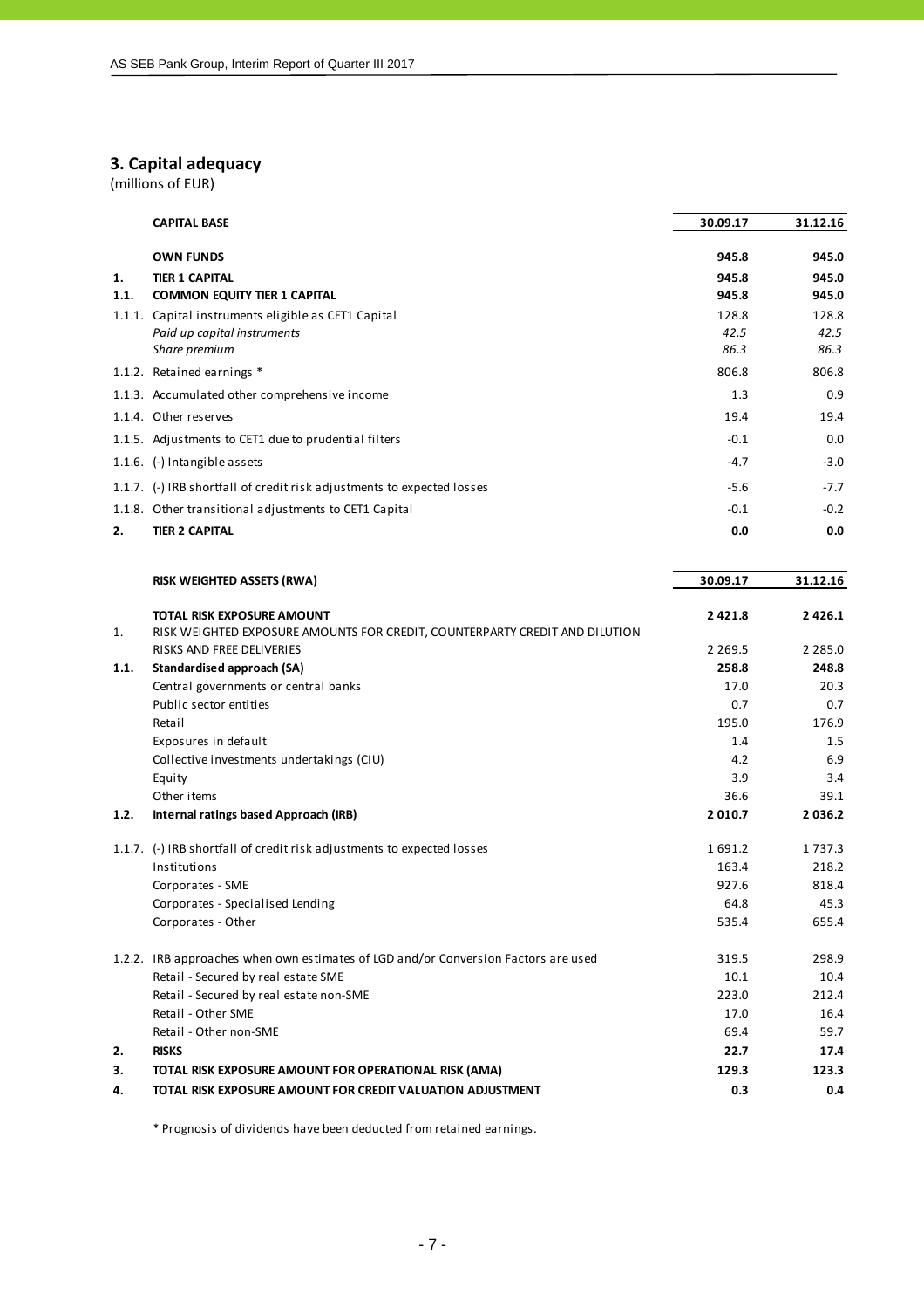## 3. Capital adequacy

(millions of EUR)

| | CAPITAL BASE | 30.09.17 | 31.12.16 |
|---|---|---|---|
| | **OWN FUNDS** | **945.8** | **945.0** |
| **1.** | **TIER 1 CAPITAL** | **945.8** | **945.0** |
| **1.1.** | **COMMON EQUITY TIER 1 CAPITAL** | **945.8** | **945.0** |
| 1.1.1. | Capital instruments eligible as CET1 Capital | 128.8 | 128.8 |
| | *Paid up capital instruments* | *42.5* | *42.5* |
| | *Share premium* | *86.3* | *86.3* |
| 1.1.2. | Retained earnings * | 806.8 | 806.8 |
| 1.1.3. | Accumulated other comprehensive income | 1.3 | 0.9 |
| 1.1.4. | Other reserves | 19.4 | 19.4 |
| 1.1.5. | Adjustments to CET1 due to prudential filters | -0.1 | 0.0 |
| 1.1.6. | (-) Intangible assets | -4.7 | -3.0 |
| 1.1.7. | (-) IRB shortfall of credit risk adjustments to expected losses | -5.6 | -7.7 |
| 1.1.8. | Other transitional adjustments to CET1 Capital | -0.1 | -0.2 |
| **2.** | **TIER 2 CAPITAL** | **0.0** | **0.0** |

| | RISK WEIGHTED ASSETS (RWA) | 30.09.17 | 31.12.16 |
|---|---|---|---|
| | **TOTAL RISK EXPOSURE AMOUNT** | **2 421.8** | **2 426.1** |
| 1. | RISK WEIGHTED EXPOSURE AMOUNTS FOR CREDIT, COUNTERPARTY CREDIT AND DILUTION RISKS AND FREE DELIVERIES | 2 269.5 | 2 285.0 |
| **1.1.** | **Standardised approach (SA)** | **258.8** | **248.8** |
| | Central governments or central banks | 17.0 | 20.3 |
| | Public sector entities | 0.7 | 0.7 |
| | Retail | 195.0 | 176.9 |
| | Exposures in default | 1.4 | 1.5 |
| | Collective investments undertakings (CIU) | 4.2 | 6.9 |
| | Equity | 3.9 | 3.4 |
| | Other items | 36.6 | 39.1 |
| **1.2.** | **Internal ratings based Approach (IRB)** | **2 010.7** | **2 036.2** |
| 1.1.7. | (-) IRB shortfall of credit risk adjustments to expected losses | 1 691.2 | 1 737.3 |
| | Institutions | 163.4 | 218.2 |
| | Corporates - SME | 927.6 | 818.4 |
| | Corporates - Specialised Lending | 64.8 | 45.3 |
| | Corporates - Other | 535.4 | 655.4 |
| 1.2.2. | IRB approaches when own estimates of LGD and/or Conversion Factors are used | 319.5 | 298.9 |
| | Retail - Secured by real estate SME | 10.1 | 10.4 |
| | Retail - Secured by real estate non-SME | 223.0 | 212.4 |
| | Retail - Other SME | 17.0 | 16.4 |
| | Retail - Other non-SME | 69.4 | 59.7 |
| **2.** | **RISKS** | **22.7** | **17.4** |
| **3.** | **TOTAL RISK EXPOSURE AMOUNT FOR OPERATIONAL RISK (AMA)** | **129.3** | **123.3** |
| **4.** | **TOTAL RISK EXPOSURE AMOUNT FOR CREDIT VALUATION ADJUSTMENT** | **0.3** | **0.4** |

* Prognosis of dividends have been deducted from retained earnings.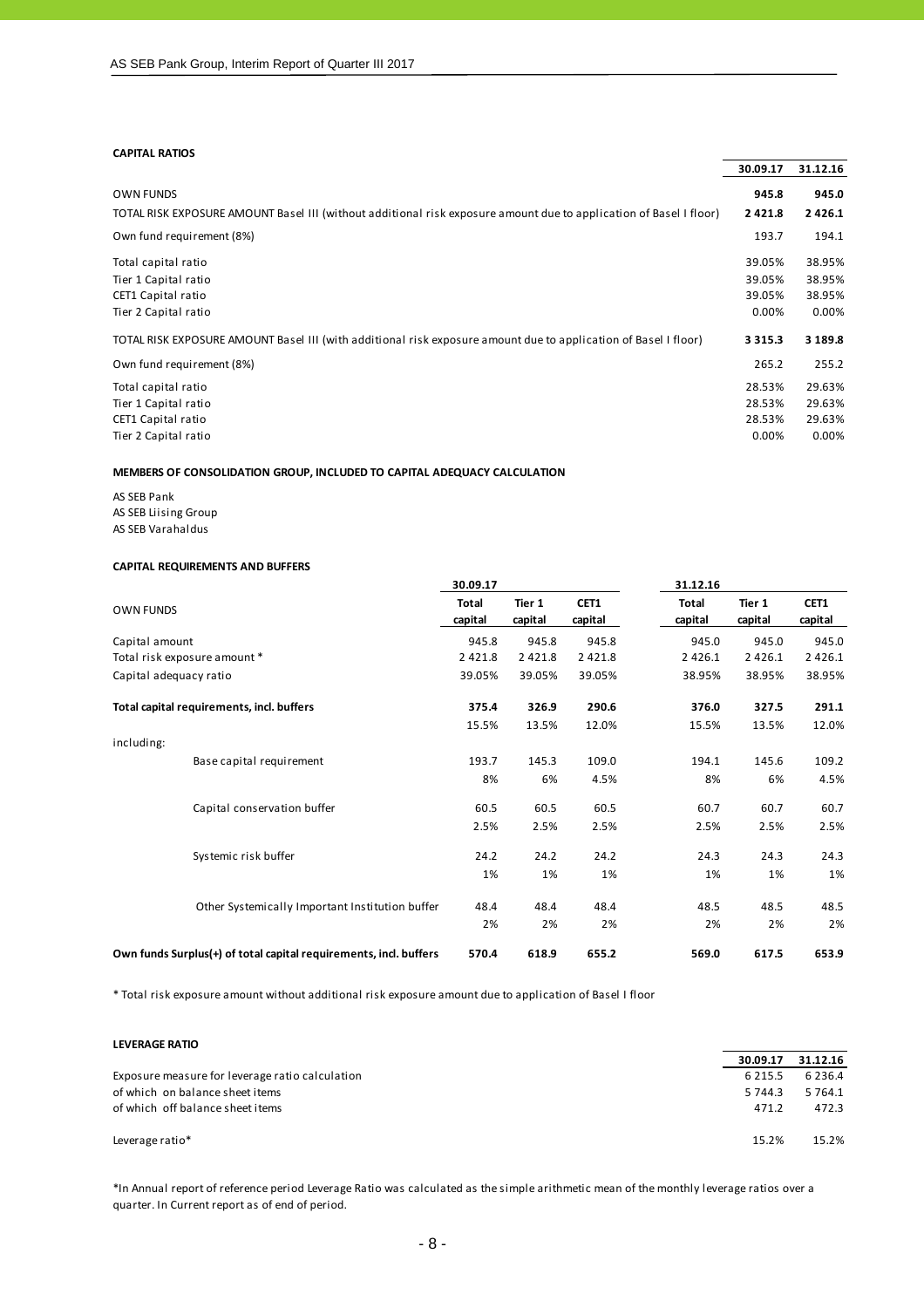**CAPITAL RATIOS**

| | 30.09.17 | 31.12.16 |
|---|---|---|
| OWN FUNDS | **945.8** | **945.0** |
| TOTAL RISK EXPOSURE AMOUNT Basel III (without additional risk exposure amount due to application of Basel I floor) | **2 421.8** | **2 426.1** |
| Own fund requirement (8%) | 193.7 | 194.1 |
| Total capital ratio | 39.05% | 38.95% |
| Tier 1 Capital ratio | 39.05% | 38.95% |
| CET1 Capital ratio | 39.05% | 38.95% |
| Tier 2 Capital ratio | 0.00% | 0.00% |
| TOTAL RISK EXPOSURE AMOUNT Basel III (with additional risk exposure amount due to application of Basel I floor) | **3 315.3** | **3 189.8** |
| Own fund requirement (8%) | 265.2 | 255.2 |
| Total capital ratio | 28.53% | 29.63% |
| Tier 1 Capital ratio | 28.53% | 29.63% |
| CET1 Capital ratio | 28.53% | 29.63% |
| Tier 2 Capital ratio | 0.00% | 0.00% |

**MEMBERS OF CONSOLIDATION GROUP, INCLUDED TO CAPITAL ADEQUACY CALCULATION**

AS SEB Pank
AS SEB Liising Group
AS SEB Varahaldus

**CAPITAL REQUIREMENTS AND BUFFERS**

| OWN FUNDS | 30.09.17 Total capital | Tier 1 capital | CET1 capital | 31.12.16 Total capital | Tier 1 capital | CET1 capital |
|---|---|---|---|---|---|---|
| Capital amount | 945.8 | 945.8 | 945.8 | 945.0 | 945.0 | 945.0 |
| Total risk exposure amount * | 2 421.8 | 2 421.8 | 2 421.8 | 2 426.1 | 2 426.1 | 2 426.1 |
| Capital adequacy ratio | 39.05% | 39.05% | 39.05% | 38.95% | 38.95% | 38.95% |
| **Total capital requirements, incl. buffers** | **375.4** | **326.9** | **290.6** | **376.0** | **327.5** | **291.1** |
| | 15.5% | 13.5% | 12.0% | 15.5% | 13.5% | 12.0% |
| including: | | | | | | |
| Base capital requirement | 193.7 | 145.3 | 109.0 | 194.1 | 145.6 | 109.2 |
| | 8% | 6% | 4.5% | 8% | 6% | 4.5% |
| Capital conservation buffer | 60.5 | 60.5 | 60.5 | 60.7 | 60.7 | 60.7 |
| | 2.5% | 2.5% | 2.5% | 2.5% | 2.5% | 2.5% |
| Systemic risk buffer | 24.2 | 24.2 | 24.2 | 24.3 | 24.3 | 24.3 |
| | 1% | 1% | 1% | 1% | 1% | 1% |
| Other Systemically Important Institution buffer | 48.4 | 48.4 | 48.4 | 48.5 | 48.5 | 48.5 |
| | 2% | 2% | 2% | 2% | 2% | 2% |
| **Own funds Surplus(+) of total capital requirements, incl. buffers** | **570.4** | **618.9** | **655.2** | **569.0** | **617.5** | **653.9** |

* Total risk exposure amount without additional risk exposure amount due to application of Basel I floor

**LEVERAGE RATIO**

| | 30.09.17 | 31.12.16 |
|---|---|---|
| Exposure measure for leverage ratio calculation | 6 215.5 | 6 236.4 |
| of which on balance sheet items | 5 744.3 | 5 764.1 |
| of which off balance sheet items | 471.2 | 472.3 |
| Leverage ratio* | 15.2% | 15.2% |

*In Annual report of reference period Leverage Ratio was calculated as the simple arithmetic mean of the monthly leverage ratios over a quarter. In Current report as of end of period.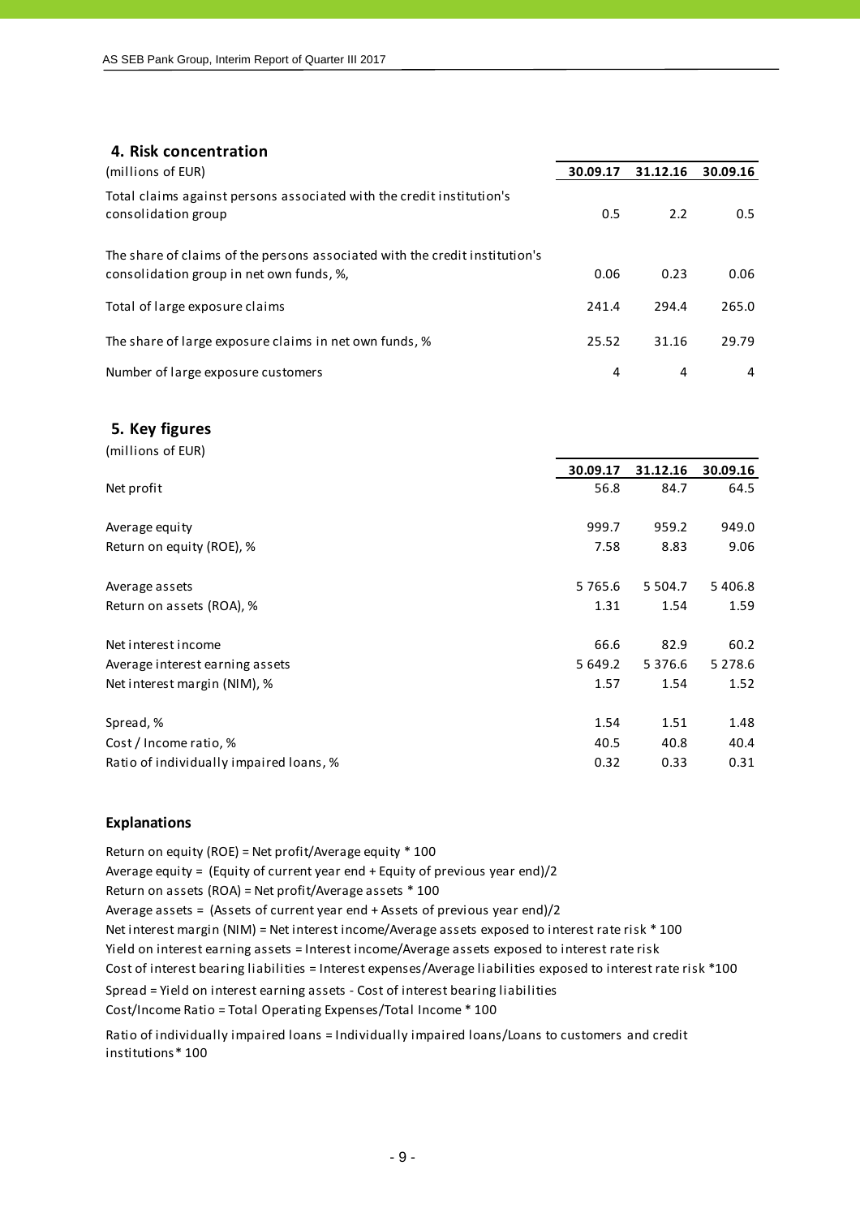## 4. Risk concentration

| (millions of EUR) | 30.09.17 | 31.12.16 | 30.09.16 |
|---|---|---|---|
| Total claims against persons associated with the credit institution's consolidation group | 0.5 | 2.2 | 0.5 |
| The share of claims of the persons associated with the credit institution's consolidation group in net own funds, %, | 0.06 | 0.23 | 0.06 |
| Total of large exposure claims | 241.4 | 294.4 | 265.0 |
| The share of large exposure claims in net own funds, % | 25.52 | 31.16 | 29.79 |
| Number of large exposure customers | 4 | 4 | 4 |

## 5. Key figures

(millions of EUR)

| | 30.09.17 | 31.12.16 | 30.09.16 |
|---|---|---|---|
| Net profit | 56.8 | 84.7 | 64.5 |
| Average equity | 999.7 | 959.2 | 949.0 |
| Return on equity (ROE), % | 7.58 | 8.83 | 9.06 |
| Average assets | 5 765.6 | 5 504.7 | 5 406.8 |
| Return on assets (ROA), % | 1.31 | 1.54 | 1.59 |
| Net interest income | 66.6 | 82.9 | 60.2 |
| Average interest earning assets | 5 649.2 | 5 376.6 | 5 278.6 |
| Net interest margin (NIM), % | 1.57 | 1.54 | 1.52 |
| Spread, % | 1.54 | 1.51 | 1.48 |
| Cost / Income ratio, % | 40.5 | 40.8 | 40.4 |
| Ratio of individually impaired loans, % | 0.32 | 0.33 | 0.31 |

### Explanations

Return on equity (ROE) = Net profit/Average equity * 100
Average equity = (Equity of current year end + Equity of previous year end)/2
Return on assets (ROA) = Net profit/Average assets * 100
Average assets = (Assets of current year end + Assets of previous year end)/2
Net interest margin (NIM) = Net interest income/Average assets exposed to interest rate risk * 100
Yield on interest earning assets = Interest income/Average assets exposed to interest rate risk
Cost of interest bearing liabilities = Interest expenses/Average liabilities exposed to interest rate risk *100
Spread = Yield on interest earning assets - Cost of interest bearing liabilities
Cost/Income Ratio = Total Operating Expenses/Total Income * 100

Ratio of individually impaired loans = Individually impaired loans/Loans to customers and credit institutions* 100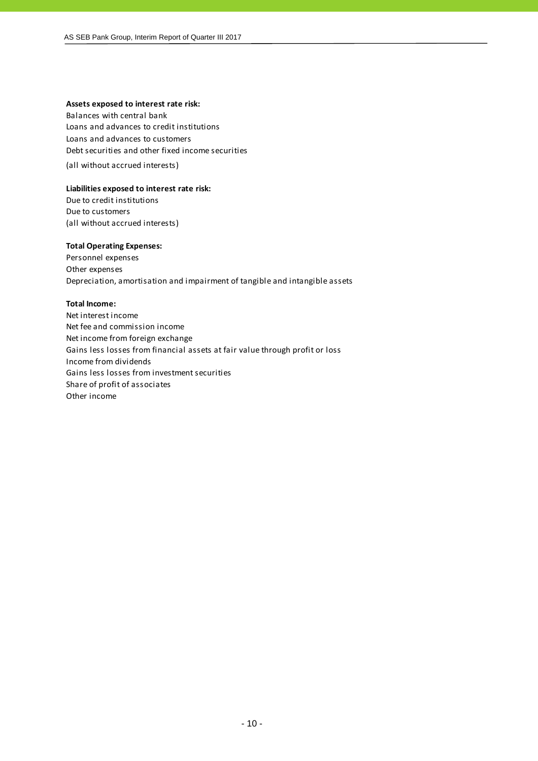**Assets exposed to interest rate risk:**
Balances with central bank
Loans and advances to credit institutions
Loans and advances to customers
Debt securities and other fixed income securities
(all without accrued interests)

**Liabilities exposed to interest rate risk:**
Due to credit institutions
Due to customers
(all without accrued interests)

**Total Operating Expenses:**
Personnel expenses
Other expenses
Depreciation, amortisation and impairment of tangible and intangible assets

**Total Income:**
Net interest income
Net fee and commission income
Net income from foreign exchange
Gains less losses from financial assets at fair value through profit or loss
Income from dividends
Gains less losses from investment securities
Share of profit of associates
Other income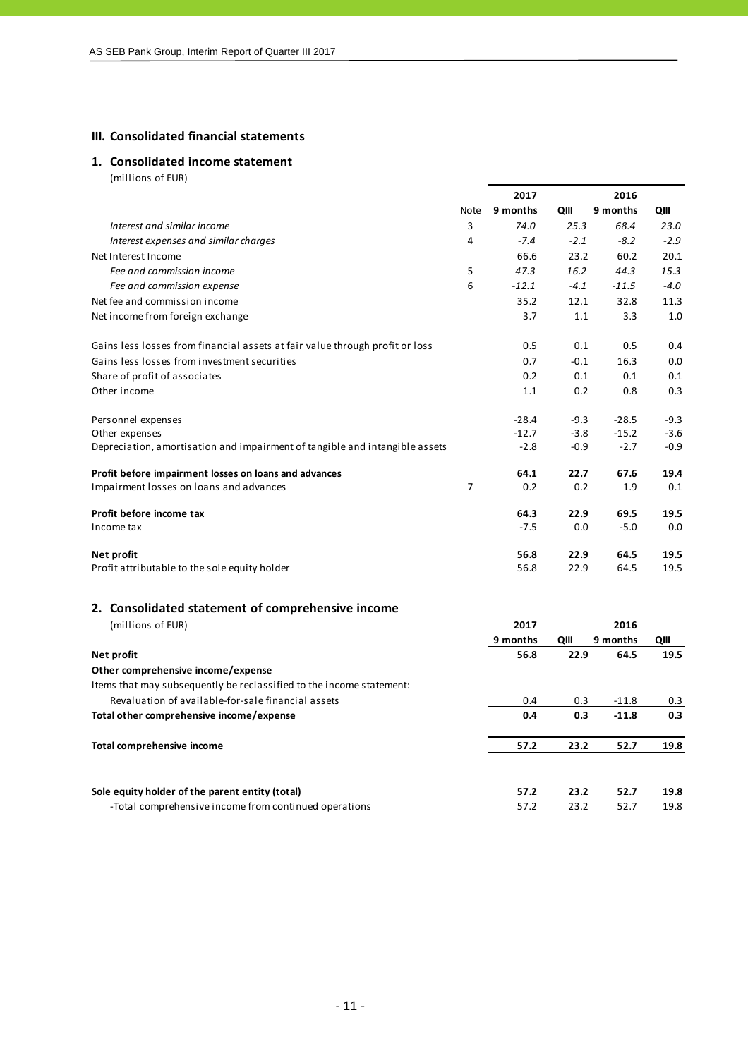## III. Consolidated financial statements

### 1. Consolidated income statement

(millions of EUR)

| | Note | 2017 9 months | 2017 QIII | 2016 9 months | 2016 QIII |
|---|---|---|---|---|---|
| *Interest and similar income* | 3 | *74.0* | *25.3* | *68.4* | *23.0* |
| *Interest expenses and similar charges* | 4 | *-7.4* | *-2.1* | *-8.2* | *-2.9* |
| Net Interest Income | | 66.6 | 23.2 | 60.2 | 20.1 |
| *Fee and commission income* | 5 | *47.3* | *16.2* | *44.3* | *15.3* |
| *Fee and commission expense* | 6 | *-12.1* | *-4.1* | *-11.5* | *-4.0* |
| Net fee and commission income | | 35.2 | 12.1 | 32.8 | 11.3 |
| Net income from foreign exchange | | 3.7 | 1.1 | 3.3 | 1.0 |
| Gains less losses from financial assets at fair value through profit or loss | | 0.5 | 0.1 | 0.5 | 0.4 |
| Gains less losses from investment securities | | 0.7 | -0.1 | 16.3 | 0.0 |
| Share of profit of associates | | 0.2 | 0.1 | 0.1 | 0.1 |
| Other income | | 1.1 | 0.2 | 0.8 | 0.3 |
| Personnel expenses | | -28.4 | -9.3 | -28.5 | -9.3 |
| Other expenses | | -12.7 | -3.8 | -15.2 | -3.6 |
| Depreciation, amortisation and impairment of tangible and intangible assets | | -2.8 | -0.9 | -2.7 | -0.9 |
| **Profit before impairment losses on loans and advances** | | **64.1** | **22.7** | **67.6** | **19.4** |
| Impairment losses on loans and advances | 7 | 0.2 | 0.2 | 1.9 | 0.1 |
| **Profit before income tax** | | **64.3** | **22.9** | **69.5** | **19.5** |
| Income tax | | -7.5 | 0.0 | -5.0 | 0.0 |
| **Net profit** | | **56.8** | **22.9** | **64.5** | **19.5** |
| Profit attributable to the sole equity holder | | 56.8 | 22.9 | 64.5 | 19.5 |

### 2. Consolidated statement of comprehensive income

(millions of EUR)

| | 2017 9 months | 2017 QIII | 2016 9 months | 2016 QIII |
|---|---|---|---|---|
| **Net profit** | **56.8** | **22.9** | **64.5** | **19.5** |
| **Other comprehensive income/expense** | | | | |
| Items that may subsequently be reclassified to the income statement: | | | | |
| Revaluation of available-for-sale financial assets | 0.4 | 0.3 | -11.8 | 0.3 |
| **Total other comprehensive income/expense** | **0.4** | **0.3** | **-11.8** | **0.3** |
| **Total comprehensive income** | **57.2** | **23.2** | **52.7** | **19.8** |
| **Sole equity holder of the parent entity (total)** | **57.2** | **23.2** | **52.7** | **19.8** |
| -Total comprehensive income from continued operations | 57.2 | 23.2 | 52.7 | 19.8 |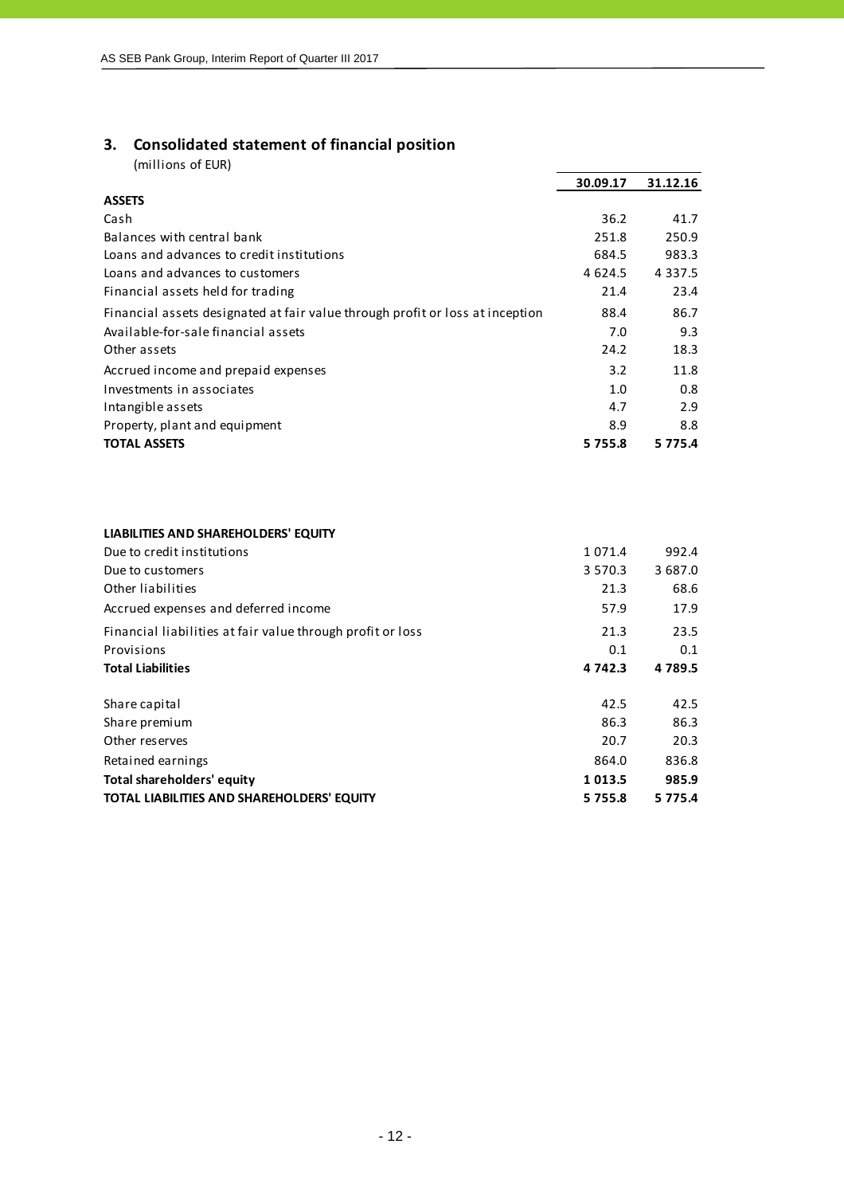## 3. Consolidated statement of financial position

(millions of EUR)

| | 30.09.17 | 31.12.16 |
|---|---|---|
| **ASSETS** | | |
| Cash | 36.2 | 41.7 |
| Balances with central bank | 251.8 | 250.9 |
| Loans and advances to credit institutions | 684.5 | 983.3 |
| Loans and advances to customers | 4 624.5 | 4 337.5 |
| Financial assets held for trading | 21.4 | 23.4 |
| Financial assets designated at fair value through profit or loss at inception | 88.4 | 86.7 |
| Available-for-sale financial assets | 7.0 | 9.3 |
| Other assets | 24.2 | 18.3 |
| Accrued income and prepaid expenses | 3.2 | 11.8 |
| Investments in associates | 1.0 | 0.8 |
| Intangible assets | 4.7 | 2.9 |
| Property, plant and equipment | 8.9 | 8.8 |
| **TOTAL ASSETS** | **5 755.8** | **5 775.4** |

| | 30.09.17 | 31.12.16 |
|---|---|---|
| **LIABILITIES AND SHAREHOLDERS' EQUITY** | | |
| Due to credit institutions | 1 071.4 | 992.4 |
| Due to customers | 3 570.3 | 3 687.0 |
| Other liabilities | 21.3 | 68.6 |
| Accrued expenses and deferred income | 57.9 | 17.9 |
| Financial liabilities at fair value through profit or loss | 21.3 | 23.5 |
| Provisions | 0.1 | 0.1 |
| **Total Liabilities** | **4 742.3** | **4 789.5** |
| Share capital | 42.5 | 42.5 |
| Share premium | 86.3 | 86.3 |
| Other reserves | 20.7 | 20.3 |
| Retained earnings | 864.0 | 836.8 |
| **Total shareholders' equity** | **1 013.5** | **985.9** |
| **TOTAL LIABILITIES AND SHAREHOLDERS' EQUITY** | **5 755.8** | **5 775.4** |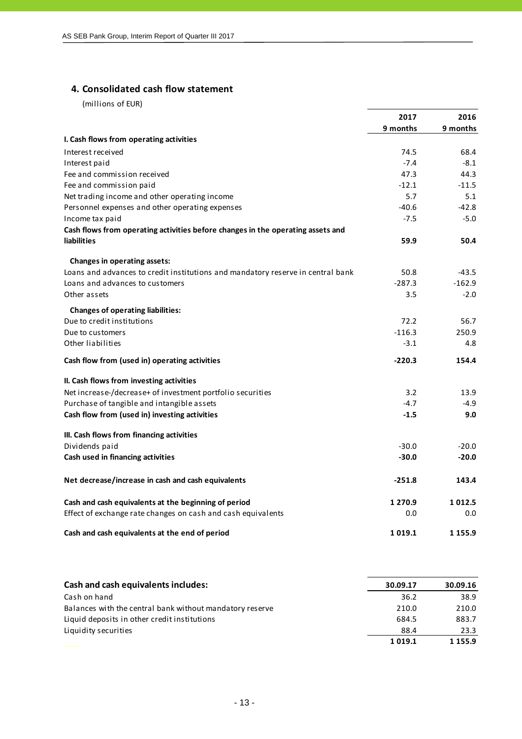## 4. Consolidated cash flow statement

(millions of EUR)

| | 2017 9 months | 2016 9 months |
|---|---|---|
| **I. Cash flows from operating activities** | | |
| Interest received | 74.5 | 68.4 |
| Interest paid | -7.4 | -8.1 |
| Fee and commission received | 47.3 | 44.3 |
| Fee and commission paid | -12.1 | -11.5 |
| Net trading income and other operating income | 5.7 | 5.1 |
| Personnel expenses and other operating expenses | -40.6 | -42.8 |
| Income tax paid | -7.5 | -5.0 |
| **Cash flows from operating activities before changes in the operating assets and liabilities** | **59.9** | **50.4** |
| **Changes in operating assets:** | | |
| Loans and advances to credit institutions and mandatory reserve in central bank | 50.8 | -43.5 |
| Loans and advances to customers | -287.3 | -162.9 |
| Other assets | 3.5 | -2.0 |
| **Changes of operating liabilities:** | | |
| Due to credit institutions | 72.2 | 56.7 |
| Due to customers | -116.3 | 250.9 |
| Other liabilities | -3.1 | 4.8 |
| **Cash flow from (used in) operating activities** | **-220.3** | **154.4** |
| **II. Cash flows from investing activities** | | |
| Net increase-/decrease+ of investment portfolio securities | 3.2 | 13.9 |
| Purchase of tangible and intangible assets | -4.7 | -4.9 |
| **Cash flow from (used in) investing activities** | **-1.5** | **9.0** |
| **III. Cash flows from financing activities** | | |
| Dividends paid | -30.0 | -20.0 |
| **Cash used in financing activities** | **-30.0** | **-20.0** |
| **Net decrease/increase in cash and cash equivalents** | **-251.8** | **143.4** |
| **Cash and cash equivalents at the beginning of period** | **1 270.9** | **1 012.5** |
| Effect of exchange rate changes on cash and cash equivalents | 0.0 | 0.0 |
| **Cash and cash equivalents at the end of period** | **1 019.1** | **1 155.9** |

| **Cash and cash equivalents includes:** | 30.09.17 | 30.09.16 |
|---|---|---|
| Cash on hand | 36.2 | 38.9 |
| Balances with the central bank without mandatory reserve | 210.0 | 210.0 |
| Liquid deposits in other credit institutions | 684.5 | 883.7 |
| Liquidity securities | 88.4 | 23.3 |
| | **1 019.1** | **1 155.9** |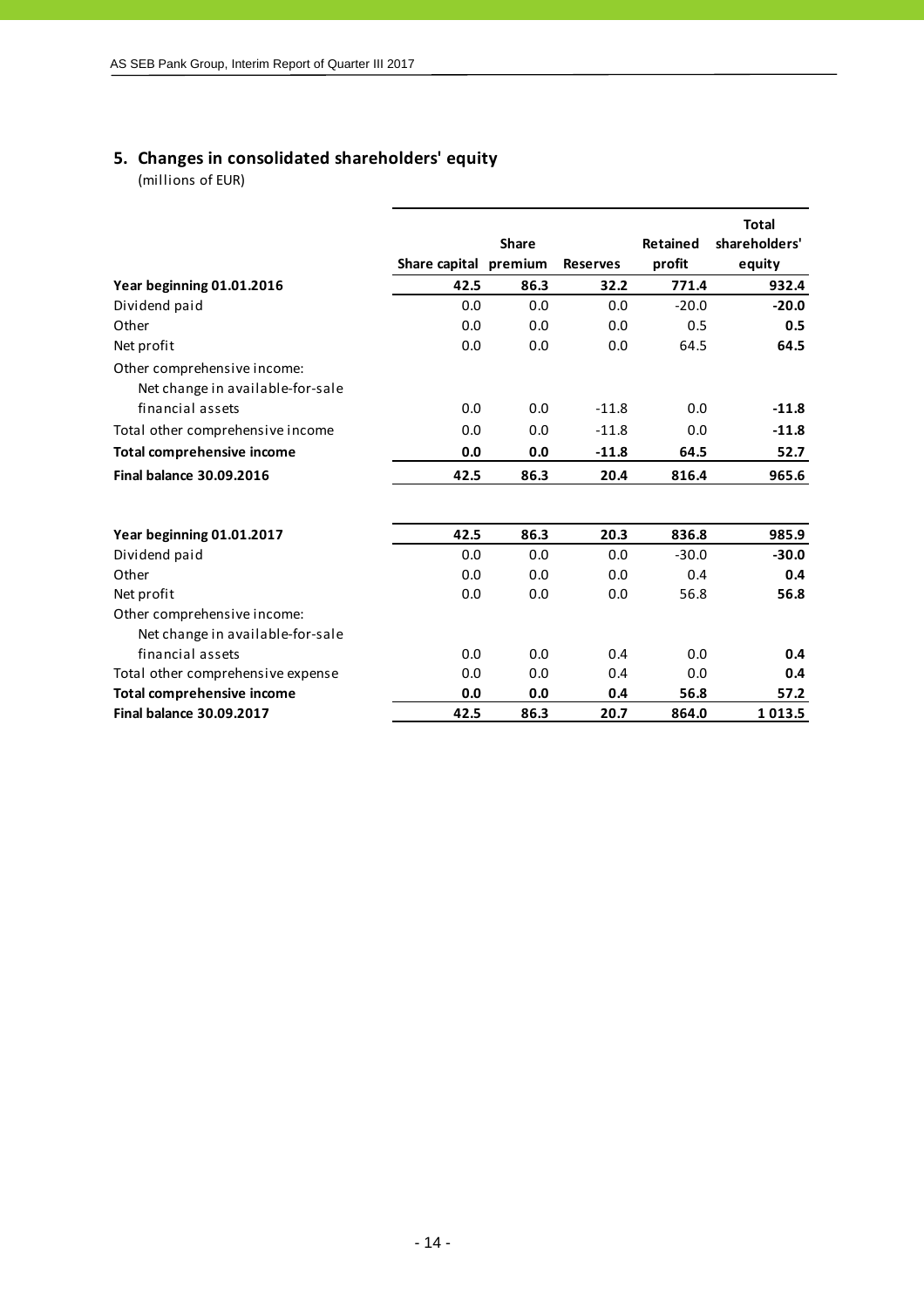## 5. Changes in consolidated shareholders' equity

(millions of EUR)

| | Share capital | Share premium | Reserves | Retained profit | Total shareholders' equity |
|---|---|---|---|---|---|
| **Year beginning 01.01.2016** | **42.5** | **86.3** | **32.2** | **771.4** | **932.4** |
| Dividend paid | 0.0 | 0.0 | 0.0 | -20.0 | **-20.0** |
| Other | 0.0 | 0.0 | 0.0 | 0.5 | **0.5** |
| Net profit | 0.0 | 0.0 | 0.0 | 64.5 | **64.5** |
| Other comprehensive income: | | | | | |
| Net change in available-for-sale financial assets | 0.0 | 0.0 | -11.8 | 0.0 | **-11.8** |
| Total other comprehensive income | 0.0 | 0.0 | -11.8 | 0.0 | **-11.8** |
| **Total comprehensive income** | **0.0** | **0.0** | **-11.8** | **64.5** | **52.7** |
| **Final balance 30.09.2016** | **42.5** | **86.3** | **20.4** | **816.4** | **965.6** |
| | | | | | |
| **Year beginning 01.01.2017** | **42.5** | **86.3** | **20.3** | **836.8** | **985.9** |
| Dividend paid | 0.0 | 0.0 | 0.0 | -30.0 | **-30.0** |
| Other | 0.0 | 0.0 | 0.0 | 0.4 | **0.4** |
| Net profit | 0.0 | 0.0 | 0.0 | 56.8 | **56.8** |
| Other comprehensive income: | | | | | |
| Net change in available-for-sale financial assets | 0.0 | 0.0 | 0.4 | 0.0 | **0.4** |
| Total other comprehensive expense | 0.0 | 0.0 | 0.4 | 0.0 | **0.4** |
| **Total comprehensive income** | **0.0** | **0.0** | **0.4** | **56.8** | **57.2** |
| **Final balance 30.09.2017** | **42.5** | **86.3** | **20.7** | **864.0** | **1 013.5** |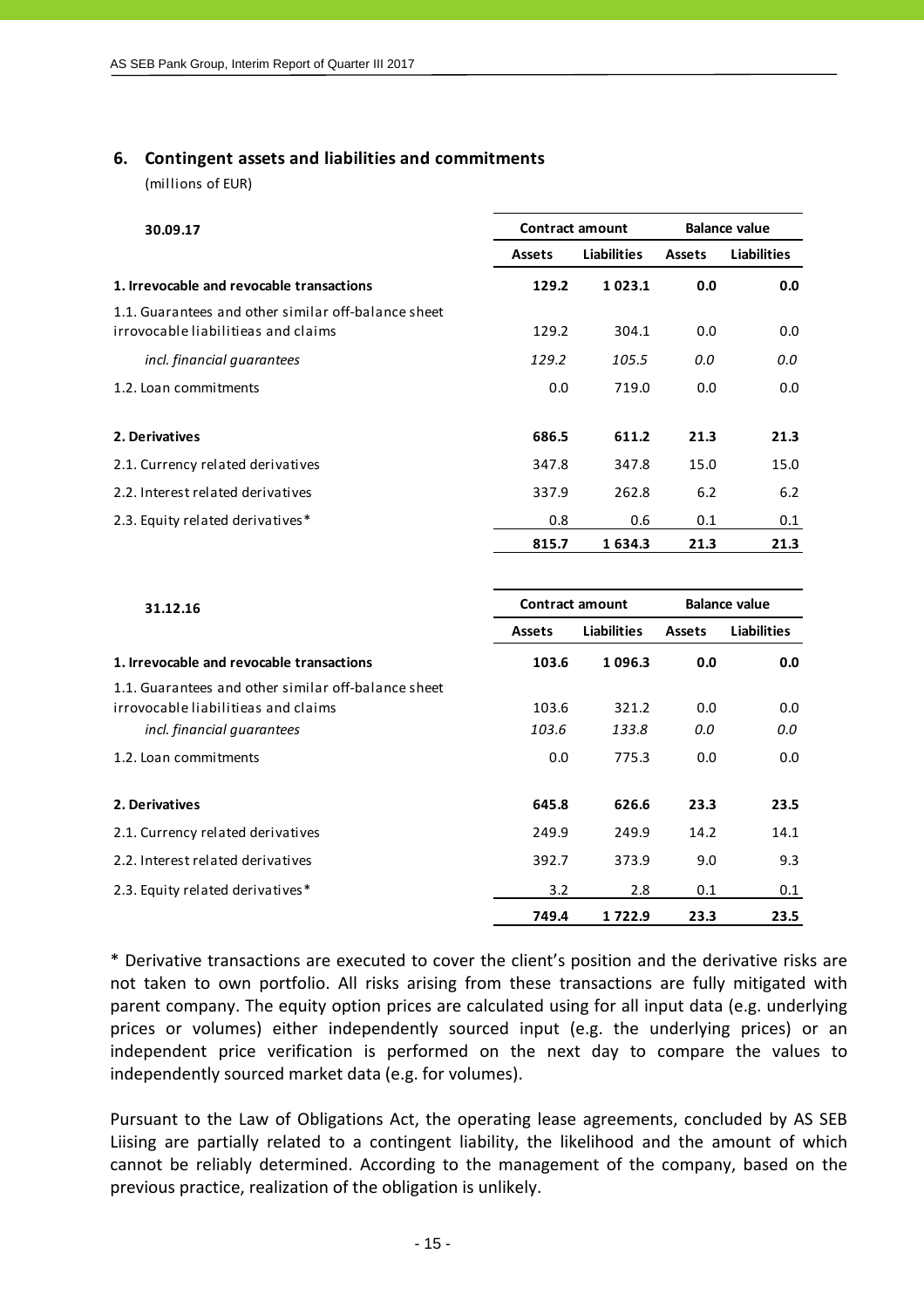## 6. Contingent assets and liabilities and commitments

(millions of EUR)

| 30.09.17 | Contract amount | | Balance value | |
|---|---|---|---|---|
| | Assets | Liabilities | Assets | Liabilities |
| **1. Irrevocable and revocable transactions** | **129.2** | **1 023.1** | **0.0** | **0.0** |
| 1.1. Guarantees and other similar off-balance sheet irrovocable liabilitieas and claims | 129.2 | 304.1 | 0.0 | 0.0 |
| *incl. financial guarantees* | *129.2* | *105.5* | *0.0* | *0.0* |
| 1.2. Loan commitments | 0.0 | 719.0 | 0.0 | 0.0 |
| **2. Derivatives** | **686.5** | **611.2** | **21.3** | **21.3** |
| 2.1. Currency related derivatives | 347.8 | 347.8 | 15.0 | 15.0 |
| 2.2. Interest related derivatives | 337.9 | 262.8 | 6.2 | 6.2 |
| 2.3. Equity related derivatives* | 0.8 | 0.6 | 0.1 | 0.1 |
| | **815.7** | **1 634.3** | **21.3** | **21.3** |

| 31.12.16 | Contract amount | | Balance value | |
|---|---|---|---|---|
| | Assets | Liabilities | Assets | Liabilities |
| **1. Irrevocable and revocable transactions** | **103.6** | **1 096.3** | **0.0** | **0.0** |
| 1.1. Guarantees and other similar off-balance sheet irrovocable liabilitieas and claims | 103.6 | 321.2 | 0.0 | 0.0 |
| *incl. financial guarantees* | *103.6* | *133.8* | *0.0* | *0.0* |
| 1.2. Loan commitments | 0.0 | 775.3 | 0.0 | 0.0 |
| **2. Derivatives** | **645.8** | **626.6** | **23.3** | **23.5** |
| 2.1. Currency related derivatives | 249.9 | 249.9 | 14.2 | 14.1 |
| 2.2. Interest related derivatives | 392.7 | 373.9 | 9.0 | 9.3 |
| 2.3. Equity related derivatives* | 3.2 | 2.8 | 0.1 | 0.1 |
| | **749.4** | **1 722.9** | **23.3** | **23.5** |

* Derivative transactions are executed to cover the client's position and the derivative risks are not taken to own portfolio. All risks arising from these transactions are fully mitigated with parent company. The equity option prices are calculated using for all input data (e.g. underlying prices or volumes) either independently sourced input (e.g. the underlying prices) or an independent price verification is performed on the next day to compare the values to independently sourced market data (e.g. for volumes).

Pursuant to the Law of Obligations Act, the operating lease agreements, concluded by AS SEB Liising are partially related to a contingent liability, the likelihood and the amount of which cannot be reliably determined. According to the management of the company, based on the previous practice, realization of the obligation is unlikely.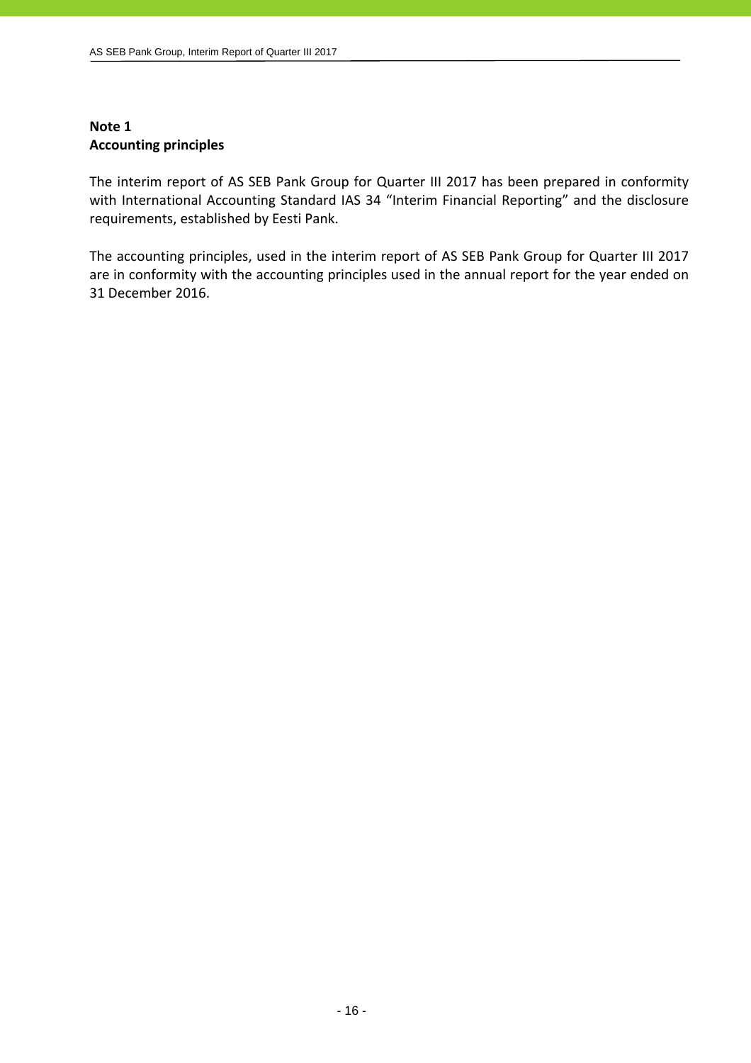## Note 1
## Accounting principles

The interim report of AS SEB Pank Group for Quarter III 2017 has been prepared in conformity with International Accounting Standard IAS 34 "Interim Financial Reporting" and the disclosure requirements, established by Eesti Pank.

The accounting principles, used in the interim report of AS SEB Pank Group for Quarter III 2017 are in conformity with the accounting principles used in the annual report for the year ended on 31 December 2016.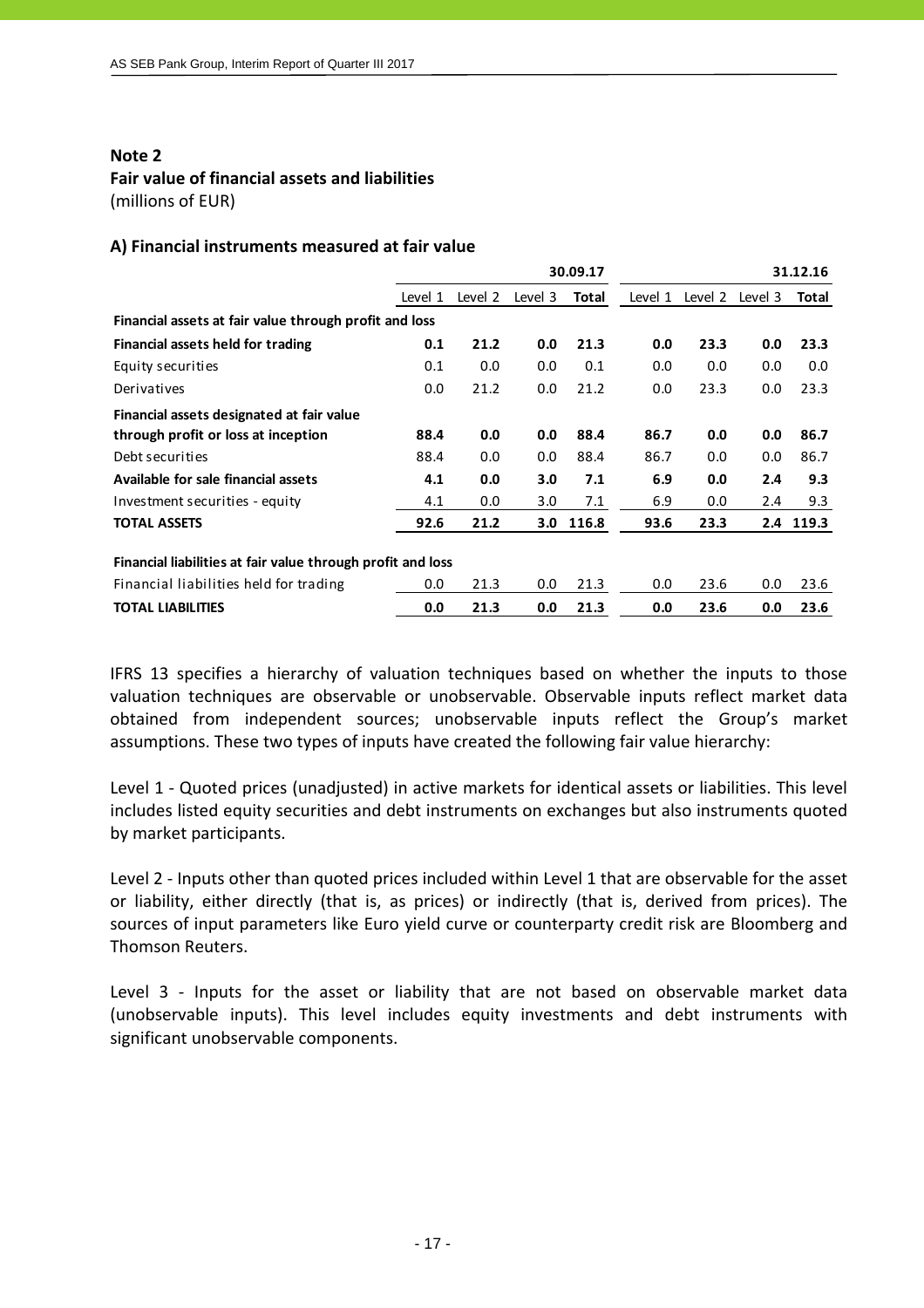## Note 2

## Fair value of financial assets and liabilities

(millions of EUR)

### A) Financial instruments measured at fair value

| | 30.09.17 | | | | 31.12.16 | | | |
|---|---|---|---|---|---|---|---|---|
| | Level 1 | Level 2 | Level 3 | **Total** | Level 1 | Level 2 | Level 3 | **Total** |
| **Financial assets at fair value through profit and loss** | | | | | | | | |
| **Financial assets held for trading** | **0.1** | **21.2** | **0.0** | **21.3** | **0.0** | **23.3** | **0.0** | **23.3** |
| Equity securities | 0.1 | 0.0 | 0.0 | 0.1 | 0.0 | 0.0 | 0.0 | 0.0 |
| Derivatives | 0.0 | 21.2 | 0.0 | 21.2 | 0.0 | 23.3 | 0.0 | 23.3 |
| **Financial assets designated at fair value through profit or loss at inception** | **88.4** | **0.0** | **0.0** | **88.4** | **86.7** | **0.0** | **0.0** | **86.7** |
| Debt securities | 88.4 | 0.0 | 0.0 | 88.4 | 86.7 | 0.0 | 0.0 | 86.7 |
| **Available for sale financial assets** | **4.1** | **0.0** | **3.0** | **7.1** | **6.9** | **0.0** | **2.4** | **9.3** |
| Investment securities - equity | 4.1 | 0.0 | 3.0 | 7.1 | 6.9 | 0.0 | 2.4 | 9.3 |
| **TOTAL ASSETS** | **92.6** | **21.2** | **3.0** | **116.8** | **93.6** | **23.3** | **2.4** | **119.3** |
| **Financial liabilities at fair value through profit and loss** | | | | | | | | |
| Financial liabilities held for trading | 0.0 | 21.3 | 0.0 | 21.3 | 0.0 | 23.6 | 0.0 | 23.6 |
| **TOTAL LIABILITIES** | **0.0** | **21.3** | **0.0** | **21.3** | **0.0** | **23.6** | **0.0** | **23.6** |

IFRS 13 specifies a hierarchy of valuation techniques based on whether the inputs to those valuation techniques are observable or unobservable. Observable inputs reflect market data obtained from independent sources; unobservable inputs reflect the Group's market assumptions. These two types of inputs have created the following fair value hierarchy:

Level 1 - Quoted prices (unadjusted) in active markets for identical assets or liabilities. This level includes listed equity securities and debt instruments on exchanges but also instruments quoted by market participants.

Level 2 - Inputs other than quoted prices included within Level 1 that are observable for the asset or liability, either directly (that is, as prices) or indirectly (that is, derived from prices). The sources of input parameters like Euro yield curve or counterparty credit risk are Bloomberg and Thomson Reuters.

Level 3 - Inputs for the asset or liability that are not based on observable market data (unobservable inputs). This level includes equity investments and debt instruments with significant unobservable components.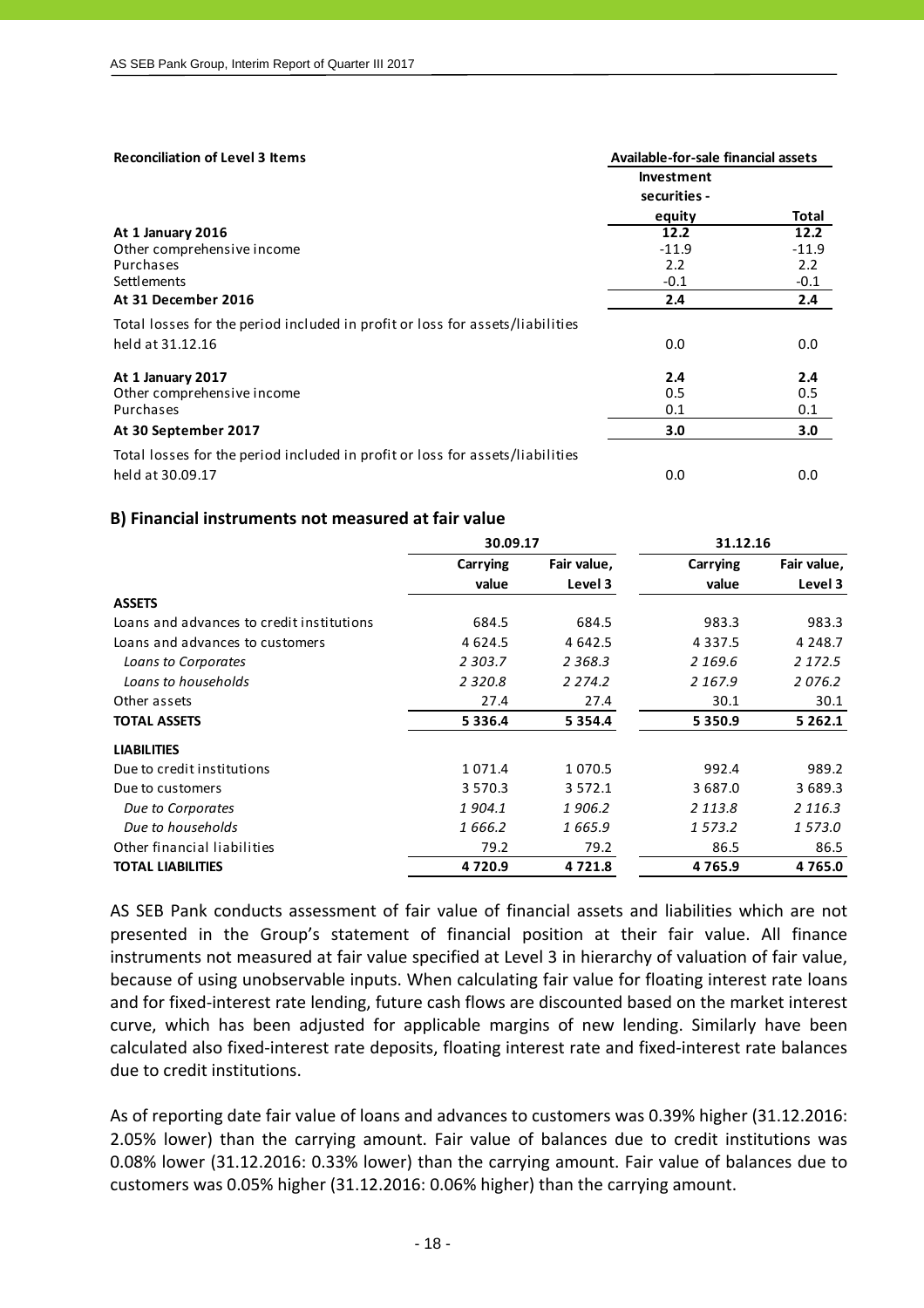**Reconciliation of Level 3 Items**

| | Available-for-sale financial assets | |
|---|---|---|
| | Investment securities - equity | Total |
| **At 1 January 2016** | **12.2** | **12.2** |
| Other comprehensive income | -11.9 | -11.9 |
| Purchases | 2.2 | 2.2 |
| Settlements | -0.1 | -0.1 |
| **At 31 December 2016** | **2.4** | **2.4** |
| Total losses for the period included in profit or loss for assets/liabilities held at 31.12.16 | 0.0 | 0.0 |
| **At 1 January 2017** | **2.4** | **2.4** |
| Other comprehensive income | 0.5 | 0.5 |
| Purchases | 0.1 | 0.1 |
| **At 30 September 2017** | **3.0** | **3.0** |
| Total losses for the period included in profit or loss for assets/liabilities held at 30.09.17 | 0.0 | 0.0 |

### B) Financial instruments not measured at fair value

| | 30.09.17 | | 31.12.16 | |
|---|---|---|---|---|
| | Carrying value | Fair value, Level 3 | Carrying value | Fair value, Level 3 |
| **ASSETS** | | | | |
| Loans and advances to credit institutions | 684.5 | 684.5 | 983.3 | 983.3 |
| Loans and advances to customers | 4 624.5 | 4 642.5 | 4 337.5 | 4 248.7 |
| *Loans to Corporates* | *2 303.7* | *2 368.3* | *2 169.6* | *2 172.5* |
| *Loans to households* | *2 320.8* | *2 274.2* | *2 167.9* | *2 076.2* |
| Other assets | 27.4 | 27.4 | 30.1 | 30.1 |
| **TOTAL ASSETS** | **5 336.4** | **5 354.4** | **5 350.9** | **5 262.1** |
| **LIABILITIES** | | | | |
| Due to credit institutions | 1 071.4 | 1 070.5 | 992.4 | 989.2 |
| Due to customers | 3 570.3 | 3 572.1 | 3 687.0 | 3 689.3 |
| *Due to Corporates* | *1 904.1* | *1 906.2* | *2 113.8* | *2 116.3* |
| *Due to households* | *1 666.2* | *1 665.9* | *1 573.2* | *1 573.0* |
| Other financial liabilities | 79.2 | 79.2 | 86.5 | 86.5 |
| **TOTAL LIABILITIES** | **4 720.9** | **4 721.8** | **4 765.9** | **4 765.0** |

AS SEB Pank conducts assessment of fair value of financial assets and liabilities which are not presented in the Group's statement of financial position at their fair value. All finance instruments not measured at fair value specified at Level 3 in hierarchy of valuation of fair value, because of using unobservable inputs. When calculating fair value for floating interest rate loans and for fixed-interest rate lending, future cash flows are discounted based on the market interest curve, which has been adjusted for applicable margins of new lending. Similarly have been calculated also fixed-interest rate deposits, floating interest rate and fixed-interest rate balances due to credit institutions.

As of reporting date fair value of loans and advances to customers was 0.39% higher (31.12.2016: 2.05% lower) than the carrying amount. Fair value of balances due to credit institutions was 0.08% lower (31.12.2016: 0.33% lower) than the carrying amount. Fair value of balances due to customers was 0.05% higher (31.12.2016: 0.06% higher) than the carrying amount.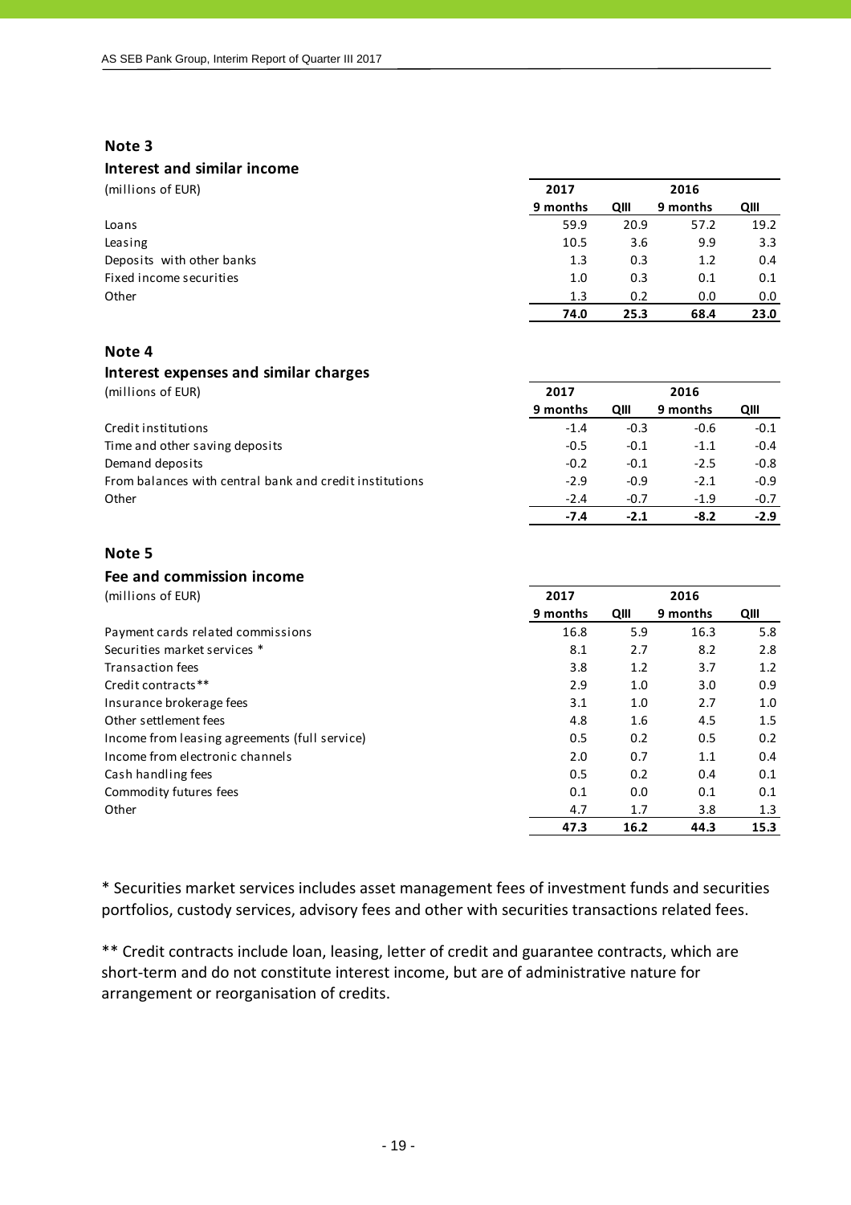## Note 3

### Interest and similar income

| (millions of EUR) | 2017 | | 2016 | |
|---|---|---|---|---|
| | 9 months | QIII | 9 months | QIII |
| Loans | 59.9 | 20.9 | 57.2 | 19.2 |
| Leasing | 10.5 | 3.6 | 9.9 | 3.3 |
| Deposits with other banks | 1.3 | 0.3 | 1.2 | 0.4 |
| Fixed income securities | 1.0 | 0.3 | 0.1 | 0.1 |
| Other | 1.3 | 0.2 | 0.0 | 0.0 |
| | **74.0** | **25.3** | **68.4** | **23.0** |

## Note 4

### Interest expenses and similar charges

| (millions of EUR) | 2017 | | 2016 | |
|---|---|---|---|---|
| | 9 months | QIII | 9 months | QIII |
| Credit institutions | -1.4 | -0.3 | -0.6 | -0.1 |
| Time and other saving deposits | -0.5 | -0.1 | -1.1 | -0.4 |
| Demand deposits | -0.2 | -0.1 | -2.5 | -0.8 |
| From balances with central bank and credit institutions | -2.9 | -0.9 | -2.1 | -0.9 |
| Other | -2.4 | -0.7 | -1.9 | -0.7 |
| | **-7.4** | **-2.1** | **-8.2** | **-2.9** |

## Note 5

### Fee and commission income

| (millions of EUR) | 2017 | | 2016 | |
|---|---|---|---|---|
| | 9 months | QIII | 9 months | QIII |
| Payment cards related commissions | 16.8 | 5.9 | 16.3 | 5.8 |
| Securities market services * | 8.1 | 2.7 | 8.2 | 2.8 |
| Transaction fees | 3.8 | 1.2 | 3.7 | 1.2 |
| Credit contracts** | 2.9 | 1.0 | 3.0 | 0.9 |
| Insurance brokerage fees | 3.1 | 1.0 | 2.7 | 1.0 |
| Other settlement fees | 4.8 | 1.6 | 4.5 | 1.5 |
| Income from leasing agreements (full service) | 0.5 | 0.2 | 0.5 | 0.2 |
| Income from electronic channels | 2.0 | 0.7 | 1.1 | 0.4 |
| Cash handling fees | 0.5 | 0.2 | 0.4 | 0.1 |
| Commodity futures fees | 0.1 | 0.0 | 0.1 | 0.1 |
| Other | 4.7 | 1.7 | 3.8 | 1.3 |
| | **47.3** | **16.2** | **44.3** | **15.3** |

* Securities market services includes asset management fees of investment funds and securities portfolios, custody services, advisory fees and other with securities transactions related fees.

** Credit contracts include loan, leasing, letter of credit and guarantee contracts, which are short-term and do not constitute interest income, but are of administrative nature for arrangement or reorganisation of credits.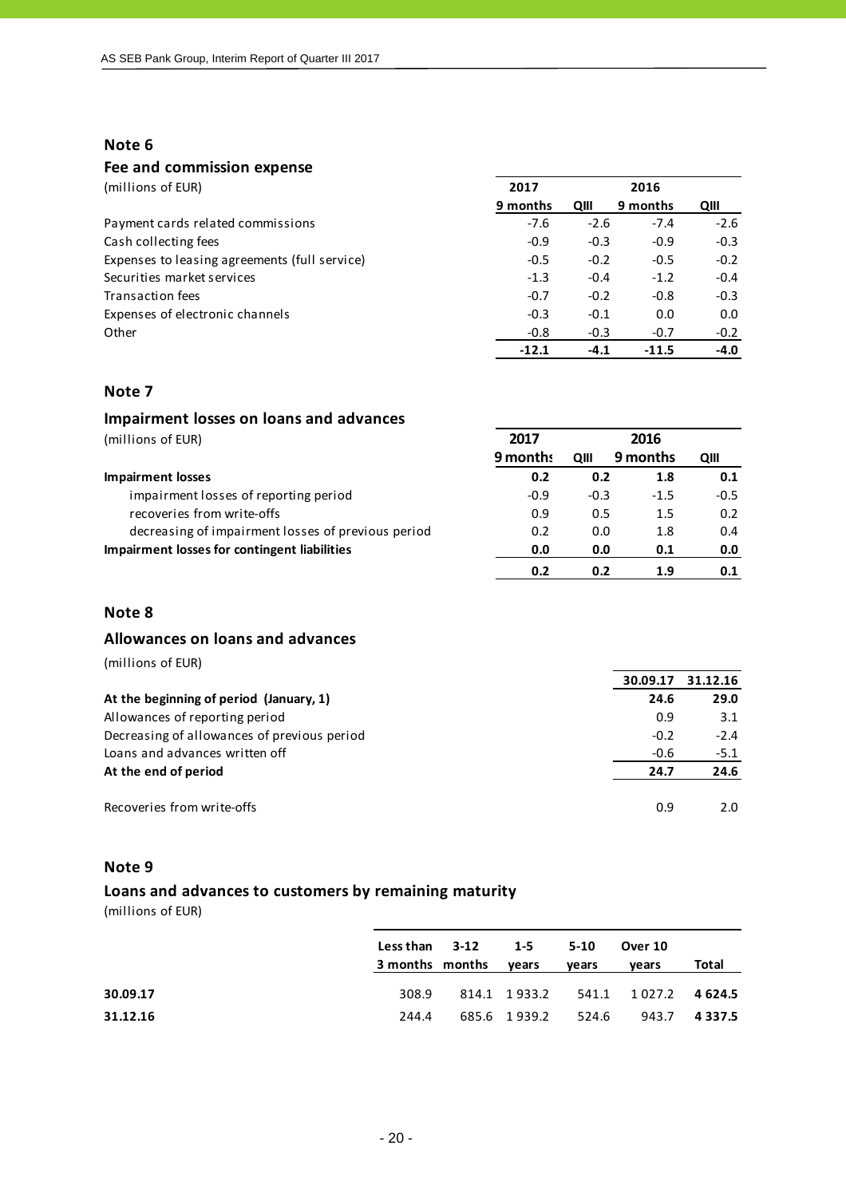## Note 6

### Fee and commission expense

(millions of EUR)

| | 2017 | | 2016 | |
|---|---|---|---|---|
| | 9 months | QIII | 9 months | QIII |
| Payment cards related commissions | -7.6 | -2.6 | -7.4 | -2.6 |
| Cash collecting fees | -0.9 | -0.3 | -0.9 | -0.3 |
| Expenses to leasing agreements (full service) | -0.5 | -0.2 | -0.5 | -0.2 |
| Securities market services | -1.3 | -0.4 | -1.2 | -0.4 |
| Transaction fees | -0.7 | -0.2 | -0.8 | -0.3 |
| Expenses of electronic channels | -0.3 | -0.1 | 0.0 | 0.0 |
| Other | -0.8 | -0.3 | -0.7 | -0.2 |
| | **-12.1** | **-4.1** | **-11.5** | **-4.0** |

## Note 7

### Impairment losses on loans and advances

(millions of EUR)

| | 2017 | | 2016 | |
|---|---|---|---|---|
| | 9 months | QIII | 9 months | QIII |
| **Impairment losses** | **0.2** | **0.2** | **1.8** | **0.1** |
| impairment losses of reporting period | -0.9 | -0.3 | -1.5 | -0.5 |
| recoveries from write-offs | 0.9 | 0.5 | 1.5 | 0.2 |
| decreasing of impairment losses of previous period | 0.2 | 0.0 | 1.8 | 0.4 |
| **Impairment losses for contingent liabilities** | **0.0** | **0.0** | **0.1** | **0.0** |
| | **0.2** | **0.2** | **1.9** | **0.1** |

## Note 8

### Allowances on loans and advances

(millions of EUR)

| | 30.09.17 | 31.12.16 |
|---|---|---|
| **At the beginning of period (January, 1)** | **24.6** | **29.0** |
| Allowances of reporting period | 0.9 | 3.1 |
| Decreasing of allowances of previous period | -0.2 | -2.4 |
| Loans and advances written off | -0.6 | -5.1 |
| **At the end of period** | **24.7** | **24.6** |
| | | |
| Recoveries from write-offs | 0.9 | 2.0 |

## Note 9

### Loans and advances to customers by remaining maturity

(millions of EUR)

| | Less than 3 months | 3-12 months | 1-5 years | 5-10 years | Over 10 years | Total |
|---|---|---|---|---|---|---|
| **30.09.17** | 308.9 | 814.1 | 1 933.2 | 541.1 | 1 027.2 | **4 624.5** |
| **31.12.16** | 244.4 | 685.6 | 1 939.2 | 524.6 | 943.7 | **4 337.5** |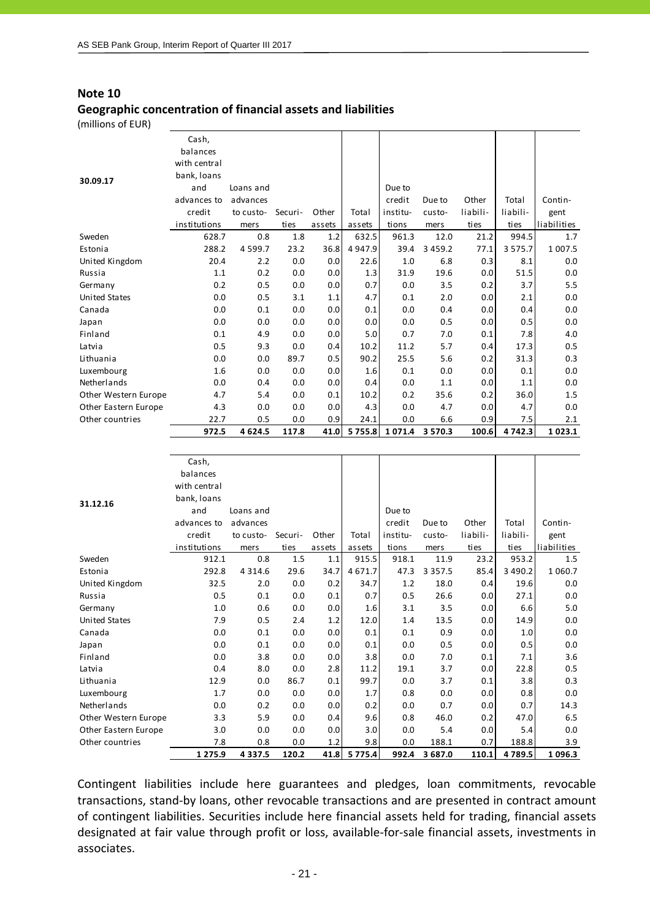## Note 10

### Geographic concentration of financial assets and liabilities

(millions of EUR)

| 30.09.17 | Cash, balances with central bank, loans and advances to credit institutions | Loans and advances to customers | Securities | Other assets | Total assets | Due to credit institutions | Due to customers | Other liabilities | Total liabilities | Contingent liabilities |
|---|---|---|---|---|---|---|---|---|---|---|
| Sweden | 628.7 | 0.8 | 1.8 | 1.2 | 632.5 | 961.3 | 12.0 | 21.2 | 994.5 | 1.7 |
| Estonia | 288.2 | 4 599.7 | 23.2 | 36.8 | 4 947.9 | 39.4 | 3 459.2 | 77.1 | 3 575.7 | 1 007.5 |
| United Kingdom | 20.4 | 2.2 | 0.0 | 0.0 | 22.6 | 1.0 | 6.8 | 0.3 | 8.1 | 0.0 |
| Russia | 1.1 | 0.2 | 0.0 | 0.0 | 1.3 | 31.9 | 19.6 | 0.0 | 51.5 | 0.0 |
| Germany | 0.2 | 0.5 | 0.0 | 0.0 | 0.7 | 0.0 | 3.5 | 0.2 | 3.7 | 5.5 |
| United States | 0.0 | 0.5 | 3.1 | 1.1 | 4.7 | 0.1 | 2.0 | 0.0 | 2.1 | 0.0 |
| Canada | 0.0 | 0.1 | 0.0 | 0.0 | 0.1 | 0.0 | 0.4 | 0.0 | 0.4 | 0.0 |
| Japan | 0.0 | 0.0 | 0.0 | 0.0 | 0.0 | 0.0 | 0.5 | 0.0 | 0.5 | 0.0 |
| Finland | 0.1 | 4.9 | 0.0 | 0.0 | 5.0 | 0.7 | 7.0 | 0.1 | 7.8 | 4.0 |
| Latvia | 0.5 | 9.3 | 0.0 | 0.4 | 10.2 | 11.2 | 5.7 | 0.4 | 17.3 | 0.5 |
| Lithuania | 0.0 | 0.0 | 89.7 | 0.5 | 90.2 | 25.5 | 5.6 | 0.2 | 31.3 | 0.3 |
| Luxembourg | 1.6 | 0.0 | 0.0 | 0.0 | 1.6 | 0.1 | 0.0 | 0.0 | 0.1 | 0.0 |
| Netherlands | 0.0 | 0.4 | 0.0 | 0.0 | 0.4 | 0.0 | 1.1 | 0.0 | 1.1 | 0.0 |
| Other Western Europe | 4.7 | 5.4 | 0.0 | 0.1 | 10.2 | 0.2 | 35.6 | 0.2 | 36.0 | 1.5 |
| Other Eastern Europe | 4.3 | 0.0 | 0.0 | 0.0 | 4.3 | 0.0 | 4.7 | 0.0 | 4.7 | 0.0 |
| Other countries | 22.7 | 0.5 | 0.0 | 0.9 | 24.1 | 0.0 | 6.6 | 0.9 | 7.5 | 2.1 |
| | **972.5** | **4 624.5** | **117.8** | **41.0** | **5 755.8** | **1 071.4** | **3 570.3** | **100.6** | **4 742.3** | **1 023.1** |

| 31.12.16 | Cash, balances with central bank, loans and advances to credit institutions | Loans and advances to customers | Securities | Other assets | Total assets | Due to credit institutions | Due to customers | Other liabilities | Total liabilities | Contingent liabilities |
|---|---|---|---|---|---|---|---|---|---|---|
| Sweden | 912.1 | 0.8 | 1.5 | 1.1 | 915.5 | 918.1 | 11.9 | 23.2 | 953.2 | 1.5 |
| Estonia | 292.8 | 4 314.6 | 29.6 | 34.7 | 4 671.7 | 47.3 | 3 357.5 | 85.4 | 3 490.2 | 1 060.7 |
| United Kingdom | 32.5 | 2.0 | 0.0 | 0.2 | 34.7 | 1.2 | 18.0 | 0.4 | 19.6 | 0.0 |
| Russia | 0.5 | 0.1 | 0.0 | 0.1 | 0.7 | 0.5 | 26.6 | 0.0 | 27.1 | 0.0 |
| Germany | 1.0 | 0.6 | 0.0 | 0.0 | 1.6 | 3.1 | 3.5 | 0.0 | 6.6 | 5.0 |
| United States | 7.9 | 0.5 | 2.4 | 1.2 | 12.0 | 1.4 | 13.5 | 0.0 | 14.9 | 0.0 |
| Canada | 0.0 | 0.1 | 0.0 | 0.0 | 0.1 | 0.1 | 0.9 | 0.0 | 1.0 | 0.0 |
| Japan | 0.0 | 0.1 | 0.0 | 0.0 | 0.1 | 0.0 | 0.5 | 0.0 | 0.5 | 0.0 |
| Finland | 0.0 | 3.8 | 0.0 | 0.0 | 3.8 | 0.0 | 7.0 | 0.1 | 7.1 | 3.6 |
| Latvia | 0.4 | 8.0 | 0.0 | 2.8 | 11.2 | 19.1 | 3.7 | 0.0 | 22.8 | 0.5 |
| Lithuania | 12.9 | 0.0 | 86.7 | 0.1 | 99.7 | 0.0 | 3.7 | 0.1 | 3.8 | 0.3 |
| Luxembourg | 1.7 | 0.0 | 0.0 | 0.0 | 1.7 | 0.8 | 0.0 | 0.0 | 0.8 | 0.0 |
| Netherlands | 0.0 | 0.2 | 0.0 | 0.0 | 0.2 | 0.0 | 0.7 | 0.0 | 0.7 | 14.3 |
| Other Western Europe | 3.3 | 5.9 | 0.0 | 0.4 | 9.6 | 0.8 | 46.0 | 0.2 | 47.0 | 6.5 |
| Other Eastern Europe | 3.0 | 0.0 | 0.0 | 0.0 | 3.0 | 0.0 | 5.4 | 0.0 | 5.4 | 0.0 |
| Other countries | 7.8 | 0.8 | 0.0 | 1.2 | 9.8 | 0.0 | 188.1 | 0.7 | 188.8 | 3.9 |
| | **1 275.9** | **4 337.5** | **120.2** | **41.8** | **5 775.4** | **992.4** | **3 687.0** | **110.1** | **4 789.5** | **1 096.3** |

Contingent liabilities include here guarantees and pledges, loan commitments, revocable transactions, stand-by loans, other revocable transactions and are presented in contract amount of contingent liabilities. Securities include here financial assets held for trading, financial assets designated at fair value through profit or loss, available-for-sale financial assets, investments in associates.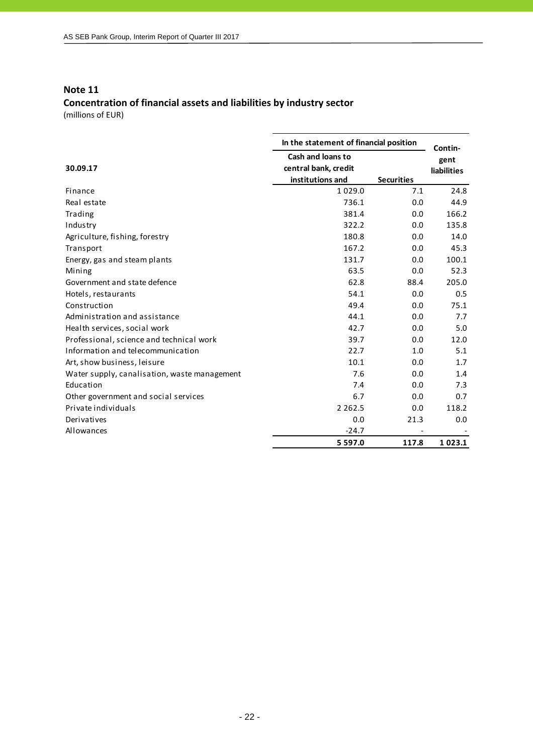## Note 11

### Concentration of financial assets and liabilities by industry sector

(millions of EUR)

| 30.09.17 | In the statement of financial position | | Contin-gent liabilities |
|---|---|---|---|
| | Cash and loans to central bank, credit institutions and | Securities | |
| Finance | 1 029.0 | 7.1 | 24.8 |
| Real estate | 736.1 | 0.0 | 44.9 |
| Trading | 381.4 | 0.0 | 166.2 |
| Industry | 322.2 | 0.0 | 135.8 |
| Agriculture, fishing, forestry | 180.8 | 0.0 | 14.0 |
| Transport | 167.2 | 0.0 | 45.3 |
| Energy, gas and steam plants | 131.7 | 0.0 | 100.1 |
| Mining | 63.5 | 0.0 | 52.3 |
| Government and state defence | 62.8 | 88.4 | 205.0 |
| Hotels, restaurants | 54.1 | 0.0 | 0.5 |
| Construction | 49.4 | 0.0 | 75.1 |
| Administration and assistance | 44.1 | 0.0 | 7.7 |
| Health services, social work | 42.7 | 0.0 | 5.0 |
| Professional, science and technical work | 39.7 | 0.0 | 12.0 |
| Information and telecommunication | 22.7 | 1.0 | 5.1 |
| Art, show business, leisure | 10.1 | 0.0 | 1.7 |
| Water supply, canalisation, waste management | 7.6 | 0.0 | 1.4 |
| Education | 7.4 | 0.0 | 7.3 |
| Other government and social services | 6.7 | 0.0 | 0.7 |
| Private individuals | 2 262.5 | 0.0 | 118.2 |
| Derivatives | 0.0 | 21.3 | 0.0 |
| Allowances | -24.7 | - | - |
| | **5 597.0** | **117.8** | **1 023.1** |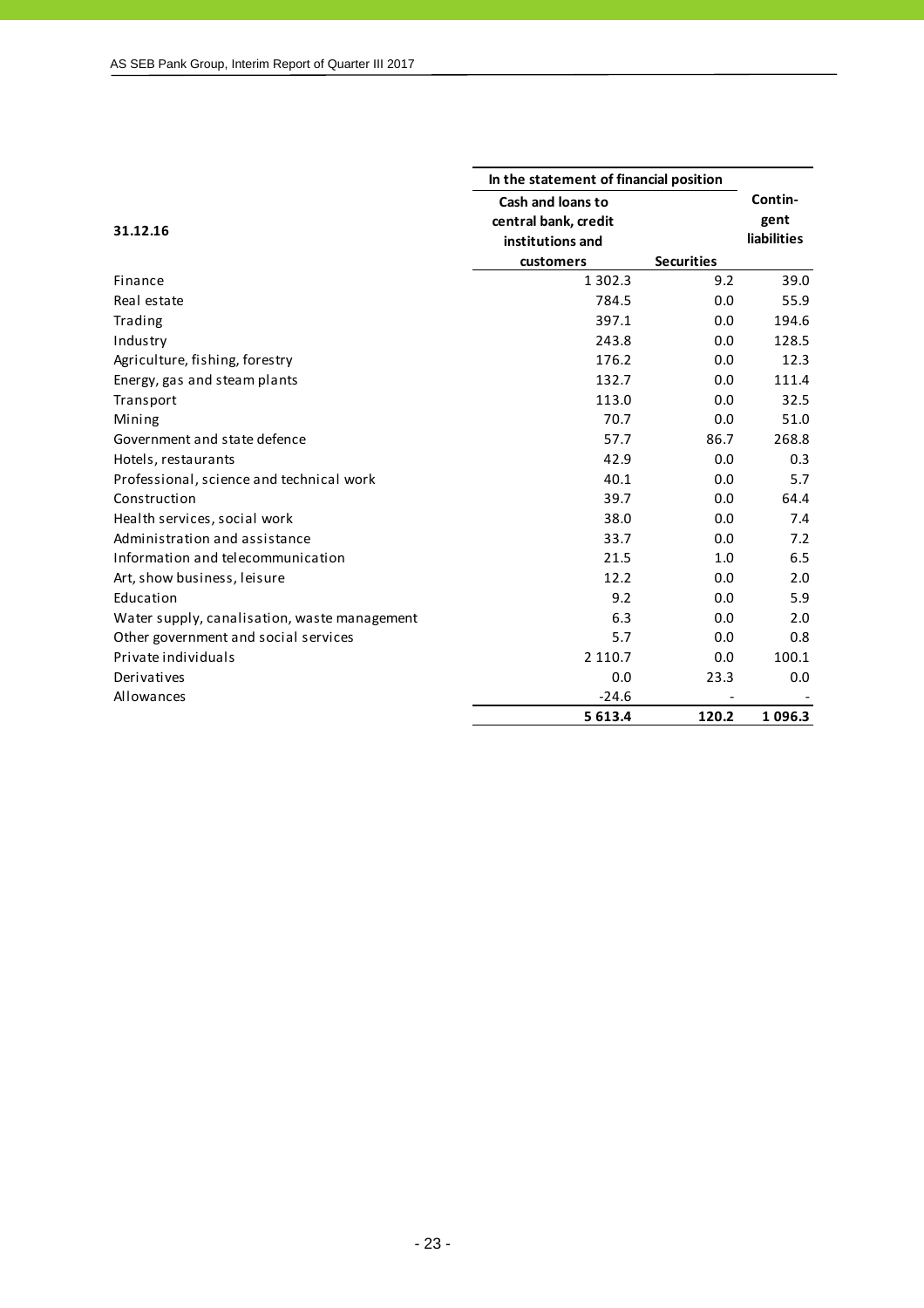| 31.12.16 | In the statement of financial position | | Contin-gent liabilities |
|---|---|---|---|
| | Cash and loans to central bank, credit institutions and customers | Securities | |
| Finance | 1 302.3 | 9.2 | 39.0 |
| Real estate | 784.5 | 0.0 | 55.9 |
| Trading | 397.1 | 0.0 | 194.6 |
| Industry | 243.8 | 0.0 | 128.5 |
| Agriculture, fishing, forestry | 176.2 | 0.0 | 12.3 |
| Energy, gas and steam plants | 132.7 | 0.0 | 111.4 |
| Transport | 113.0 | 0.0 | 32.5 |
| Mining | 70.7 | 0.0 | 51.0 |
| Government and state defence | 57.7 | 86.7 | 268.8 |
| Hotels, restaurants | 42.9 | 0.0 | 0.3 |
| Professional, science and technical work | 40.1 | 0.0 | 5.7 |
| Construction | 39.7 | 0.0 | 64.4 |
| Health services, social work | 38.0 | 0.0 | 7.4 |
| Administration and assistance | 33.7 | 0.0 | 7.2 |
| Information and telecommunication | 21.5 | 1.0 | 6.5 |
| Art, show business, leisure | 12.2 | 0.0 | 2.0 |
| Education | 9.2 | 0.0 | 5.9 |
| Water supply, canalisation, waste management | 6.3 | 0.0 | 2.0 |
| Other government and social services | 5.7 | 0.0 | 0.8 |
| Private individuals | 2 110.7 | 0.0 | 100.1 |
| Derivatives | 0.0 | 23.3 | 0.0 |
| Allowances | -24.6 | - | - |
| | **5 613.4** | **120.2** | **1 096.3** |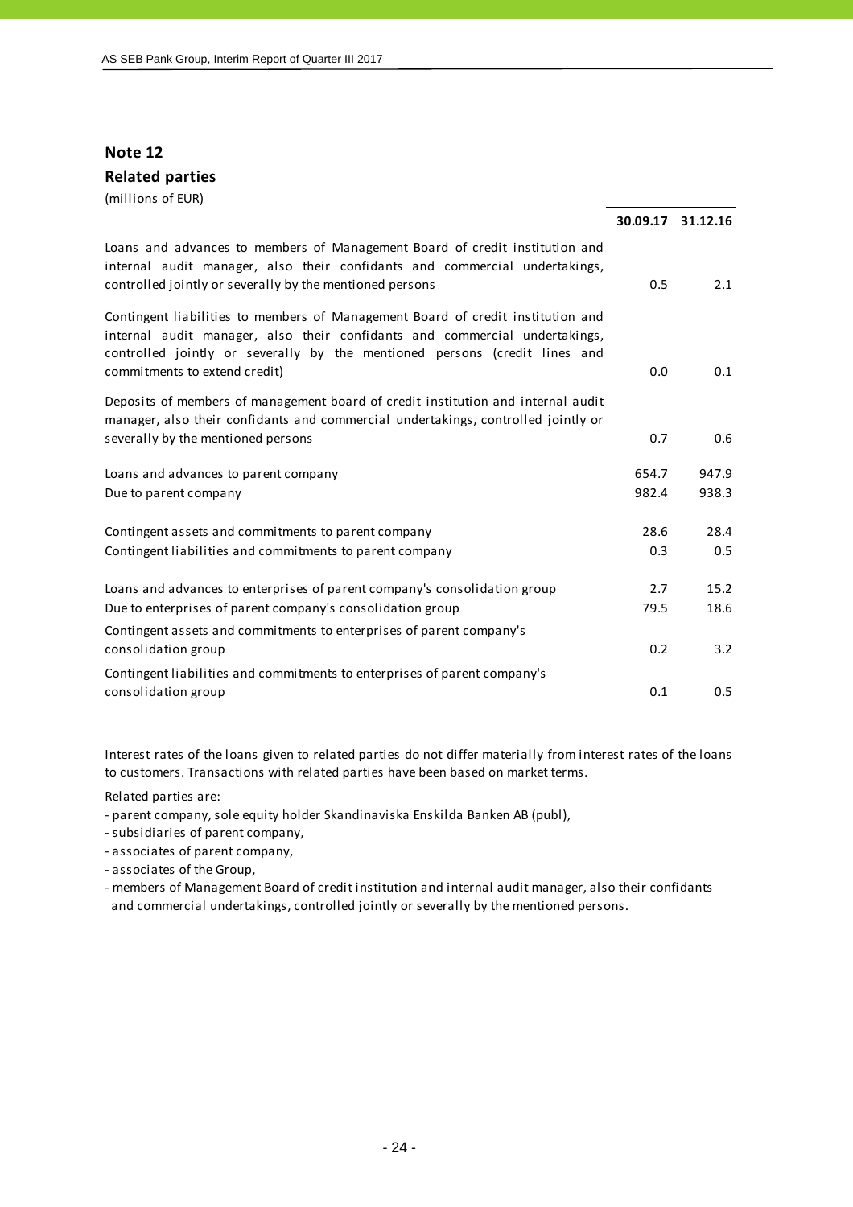## Note 12

## Related parties

(millions of EUR)

| | 30.09.17 | 31.12.16 |
|---|---|---|
| Loans and advances to members of Management Board of credit institution and internal audit manager, also their confidants and commercial undertakings, controlled jointly or severally by the mentioned persons | 0.5 | 2.1 |
| Contingent liabilities to members of Management Board of credit institution and internal audit manager, also their confidants and commercial undertakings, controlled jointly or severally by the mentioned persons (credit lines and commitments to extend credit) | 0.0 | 0.1 |
| Deposits of members of management board of credit institution and internal audit manager, also their confidants and commercial undertakings, controlled jointly or severally by the mentioned persons | 0.7 | 0.6 |
| Loans and advances to parent company | 654.7 | 947.9 |
| Due to parent company | 982.4 | 938.3 |
| Contingent assets and commitments to parent company | 28.6 | 28.4 |
| Contingent liabilities and commitments to parent company | 0.3 | 0.5 |
| Loans and advances to enterprises of parent company's consolidation group | 2.7 | 15.2 |
| Due to enterprises of parent company's consolidation group | 79.5 | 18.6 |
| Contingent assets and commitments to enterprises of parent company's consolidation group | 0.2 | 3.2 |
| Contingent liabilities and commitments to enterprises of parent company's consolidation group | 0.1 | 0.5 |

Interest rates of the loans given to related parties do not differ materially from interest rates of the loans to customers. Transactions with related parties have been based on market terms.

Related parties are:

- parent company, sole equity holder Skandinaviska Enskilda Banken AB (publ),
- subsidiaries of parent company,
- associates of parent company,
- associates of the Group,
- members of Management Board of credit institution and internal audit manager, also their confidants and commercial undertakings, controlled jointly or severally by the mentioned persons.